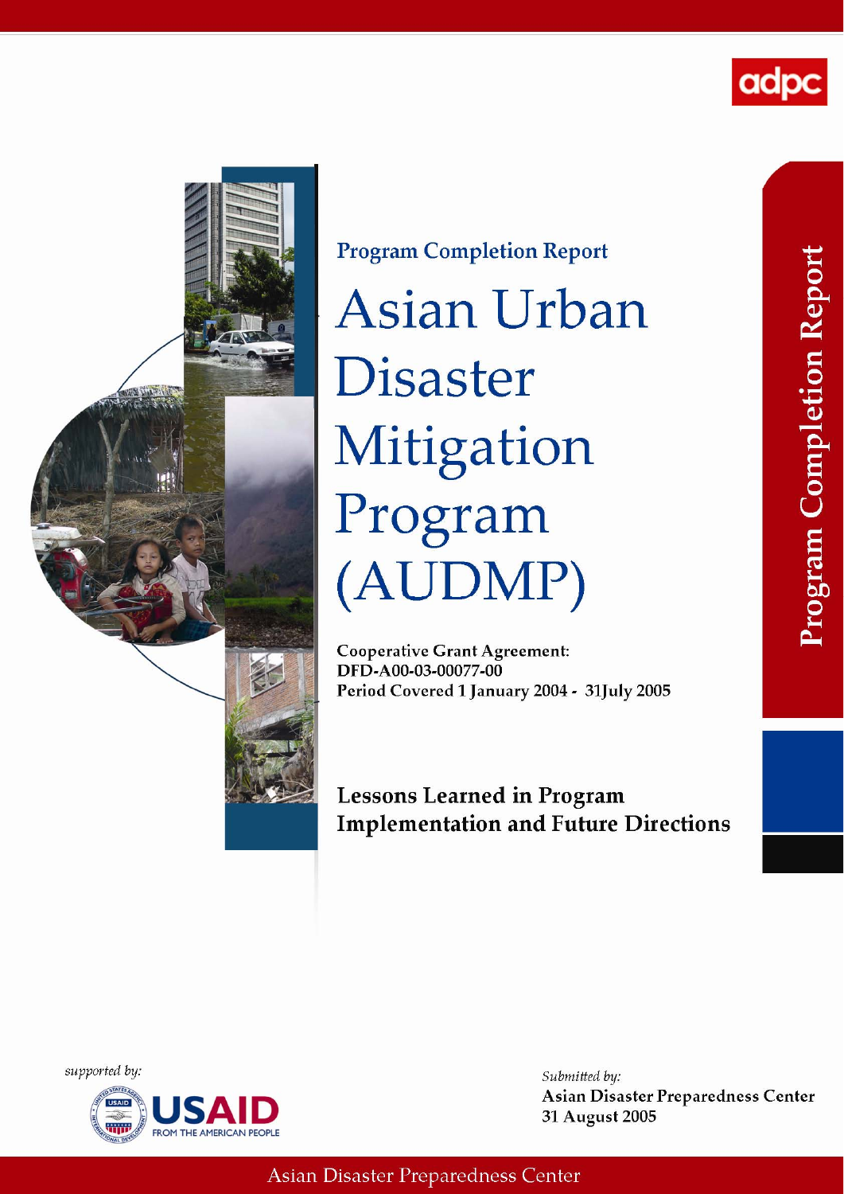adpc

Program Completion Report

# Asian Urban Disaster Mitigation Program (AUDMP)

**Cooperative Grant Agreement:**
**DFD-A00-03-00077-00**
**Period Covered 1 January 2004 - 31July 2005**

## Lessons Learned in Program Implementation and Future Directions

*supported by:*

USAID
FROM THE AMERICAN PEOPLE

*Submitted by:*
**Asian Disaster Preparedness Center**
**31 August 2005**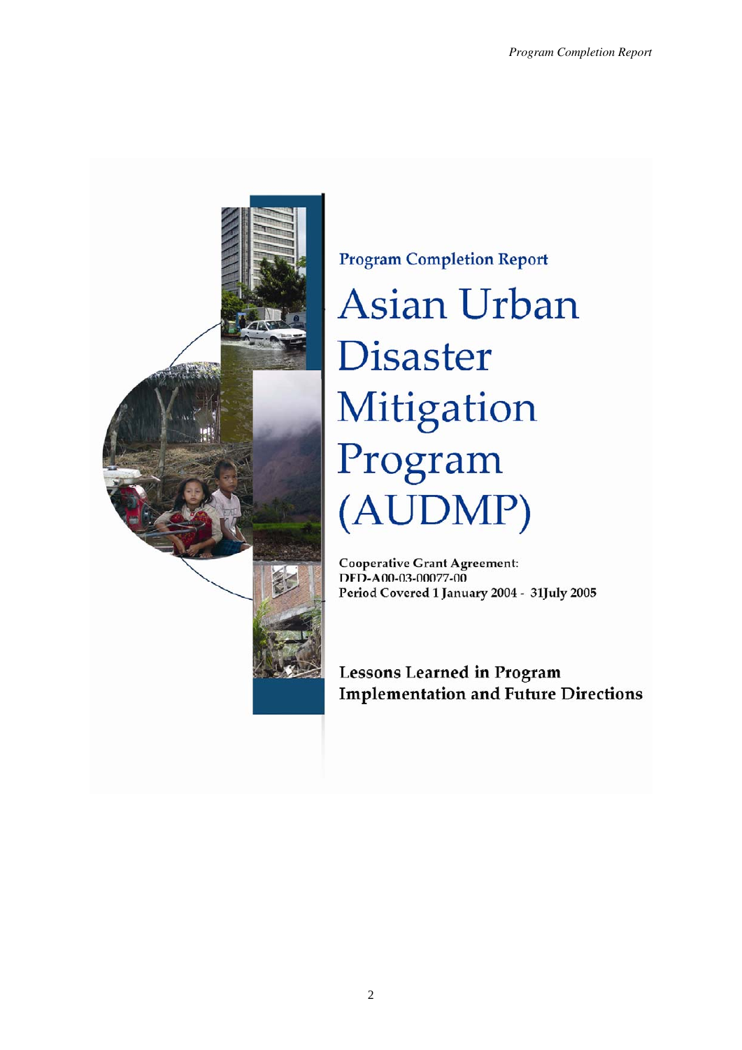Program Completion Report

# Asian Urban Disaster Mitigation Program (AUDMP)

**Cooperative Grant Agreement:**
**DFD-A00-03-00077-00**
**Period Covered 1 January 2004 - 31July 2005**

## Lessons Learned in Program Implementation and Future Directions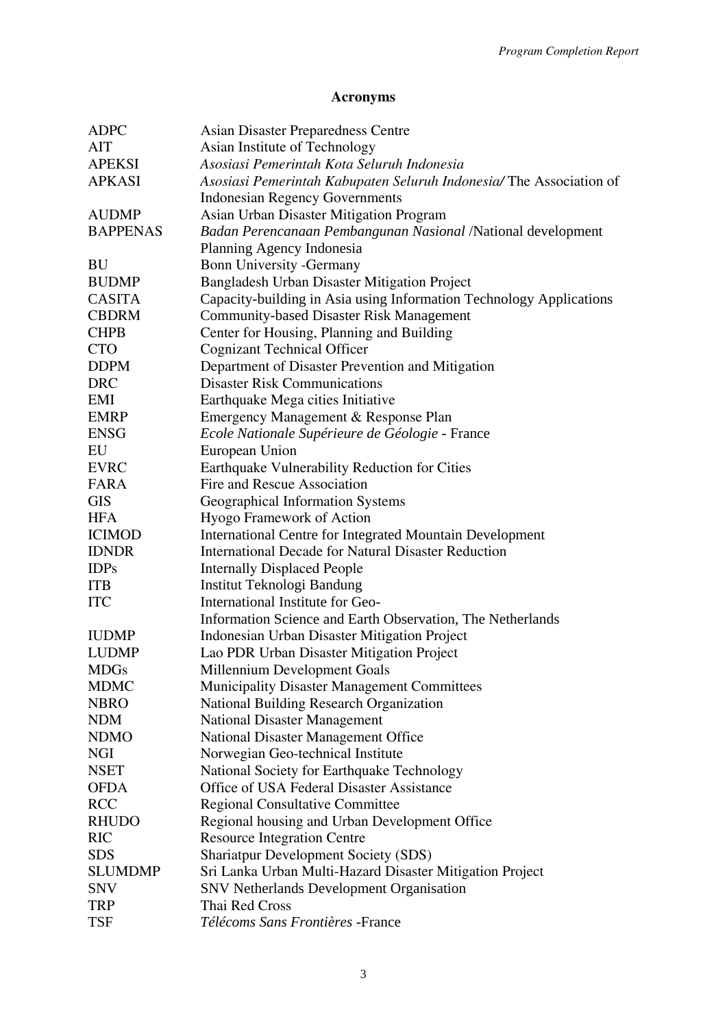# Acronyms

| | |
|---|---|
| ADPC | Asian Disaster Preparedness Centre |
| AIT | Asian Institute of Technology |
| APEKSI | *Asosiasi Pemerintah Kota Seluruh Indonesia* |
| APKASI | *Asosiasi Pemerintah Kabupaten Seluruh Indonesia/* The Association of Indonesian Regency Governments |
| AUDMP | Asian Urban Disaster Mitigation Program |
| BAPPENAS | *Badan Perencanaan Pembangunan Nasional* /National development Planning Agency Indonesia |
| BU | Bonn University -Germany |
| BUDMP | Bangladesh Urban Disaster Mitigation Project |
| CASITA | Capacity-building in Asia using Information Technology Applications |
| CBDRM | Community-based Disaster Risk Management |
| CHPB | Center for Housing, Planning and Building |
| CTO | Cognizant Technical Officer |
| DDPM | Department of Disaster Prevention and Mitigation |
| DRC | Disaster Risk Communications |
| EMI | Earthquake Mega cities Initiative |
| EMRP | Emergency Management & Response Plan |
| ENSG | *Ecole Nationale Supérieure de Géologie* - France |
| EU | European Union |
| EVRC | Earthquake Vulnerability Reduction for Cities |
| FARA | Fire and Rescue Association |
| GIS | Geographical Information Systems |
| HFA | Hyogo Framework of Action |
| ICIMOD | International Centre for Integrated Mountain Development |
| IDNDR | International Decade for Natural Disaster Reduction |
| IDPs | Internally Displaced People |
| ITB | Institut Teknologi Bandung |
| ITC | International Institute for Geo-Information Science and Earth Observation, The Netherlands |
| IUDMP | Indonesian Urban Disaster Mitigation Project |
| LUDMP | Lao PDR Urban Disaster Mitigation Project |
| MDGs | Millennium Development Goals |
| MDMC | Municipality Disaster Management Committees |
| NBRO | National Building Research Organization |
| NDM | National Disaster Management |
| NDMO | National Disaster Management Office |
| NGI | Norwegian Geo-technical Institute |
| NSET | National Society for Earthquake Technology |
| OFDA | Office of USA Federal Disaster Assistance |
| RCC | Regional Consultative Committee |
| RHUDO | Regional housing and Urban Development Office |
| RIC | Resource Integration Centre |
| SDS | Shariatpur Development Society (SDS) |
| SLUMDMP | Sri Lanka Urban Multi-Hazard Disaster Mitigation Project |
| SNV | SNV Netherlands Development Organisation |
| TRP | Thai Red Cross |
| TSF | *Télécoms Sans Frontières* -France |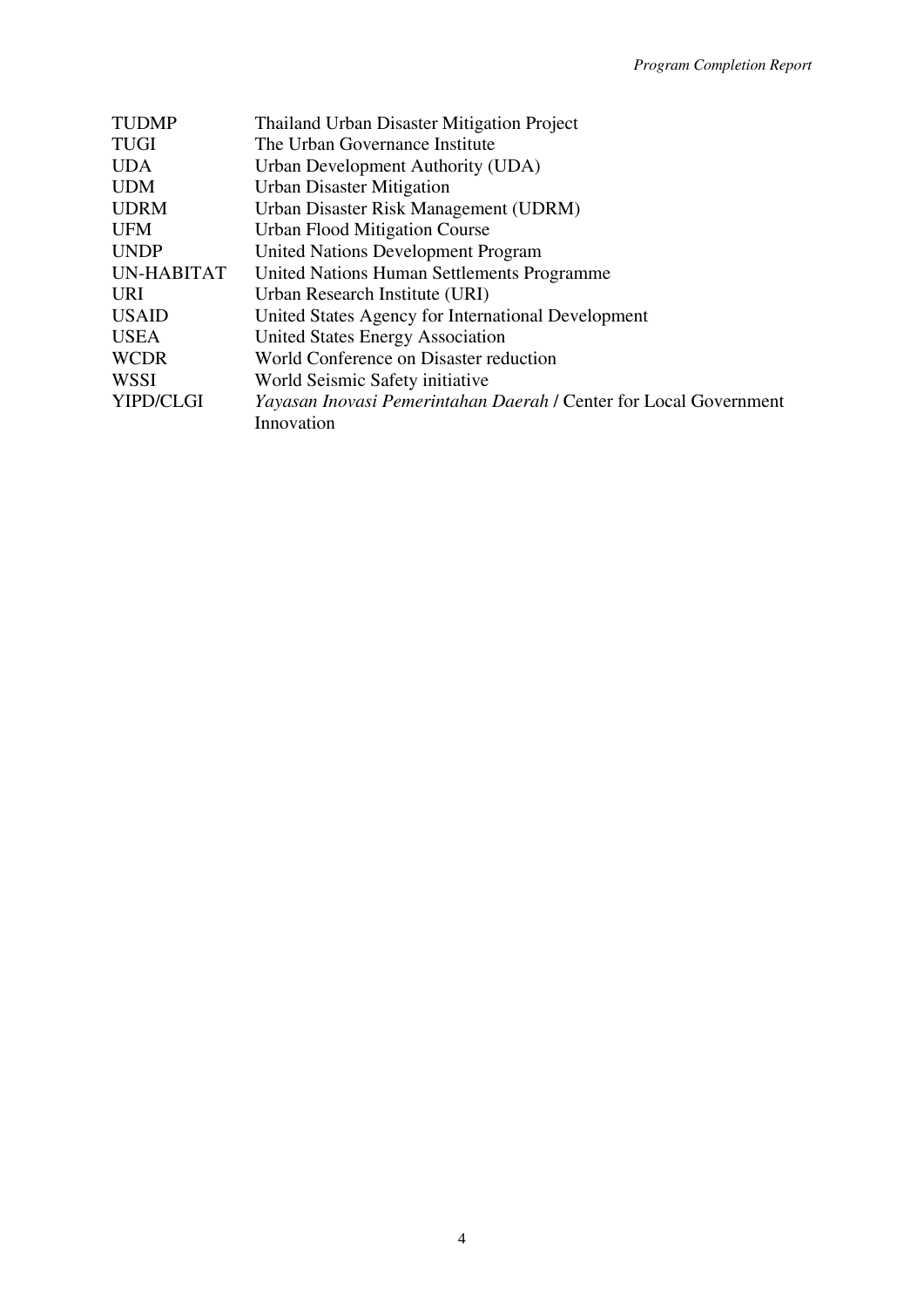| | |
|---|---|
| TUDMP | Thailand Urban Disaster Mitigation Project |
| TUGI | The Urban Governance Institute |
| UDA | Urban Development Authority (UDA) |
| UDM | Urban Disaster Mitigation |
| UDRM | Urban Disaster Risk Management (UDRM) |
| UFM | Urban Flood Mitigation Course |
| UNDP | United Nations Development Program |
| UN-HABITAT | United Nations Human Settlements Programme |
| URI | Urban Research Institute (URI) |
| USAID | United States Agency for International Development |
| USEA | United States Energy Association |
| WCDR | World Conference on Disaster reduction |
| WSSI | World Seismic Safety initiative |
| YIPD/CLGI | *Yayasan Inovasi Pemerintahan Daerah* / Center for Local Government Innovation |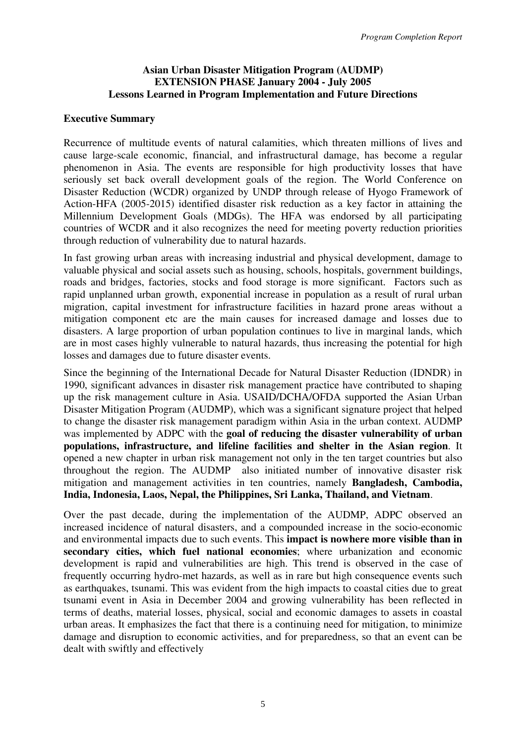**Asian Urban Disaster Mitigation Program (AUDMP)**
**EXTENSION PHASE January 2004 - July 2005**
**Lessons Learned in Program Implementation and Future Directions**

## Executive Summary

Recurrence of multitude events of natural calamities, which threaten millions of lives and cause large-scale economic, financial, and infrastructural damage, has become a regular phenomenon in Asia. The events are responsible for high productivity losses that have seriously set back overall development goals of the region. The World Conference on Disaster Reduction (WCDR) organized by UNDP through release of Hyogo Framework of Action-HFA (2005-2015) identified disaster risk reduction as a key factor in attaining the Millennium Development Goals (MDGs). The HFA was endorsed by all participating countries of WCDR and it also recognizes the need for meeting poverty reduction priorities through reduction of vulnerability due to natural hazards.

In fast growing urban areas with increasing industrial and physical development, damage to valuable physical and social assets such as housing, schools, hospitals, government buildings, roads and bridges, factories, stocks and food storage is more significant. Factors such as rapid unplanned urban growth, exponential increase in population as a result of rural urban migration, capital investment for infrastructure facilities in hazard prone areas without a mitigation component etc are the main causes for increased damage and losses due to disasters. A large proportion of urban population continues to live in marginal lands, which are in most cases highly vulnerable to natural hazards, thus increasing the potential for high losses and damages due to future disaster events.

Since the beginning of the International Decade for Natural Disaster Reduction (IDNDR) in 1990, significant advances in disaster risk management practice have contributed to shaping up the risk management culture in Asia. USAID/DCHA/OFDA supported the Asian Urban Disaster Mitigation Program (AUDMP), which was a significant signature project that helped to change the disaster risk management paradigm within Asia in the urban context. AUDMP was implemented by ADPC with the **goal of reducing the disaster vulnerability of urban populations, infrastructure, and lifeline facilities and shelter in the Asian region**. It opened a new chapter in urban risk management not only in the ten target countries but also throughout the region. The AUDMP also initiated number of innovative disaster risk mitigation and management activities in ten countries, namely **Bangladesh, Cambodia, India, Indonesia, Laos, Nepal, the Philippines, Sri Lanka, Thailand, and Vietnam**.

Over the past decade, during the implementation of the AUDMP, ADPC observed an increased incidence of natural disasters, and a compounded increase in the socio-economic and environmental impacts due to such events. This **impact is nowhere more visible than in secondary cities, which fuel national economies**; where urbanization and economic development is rapid and vulnerabilities are high. This trend is observed in the case of frequently occurring hydro-met hazards, as well as in rare but high consequence events such as earthquakes, tsunami. This was evident from the high impacts to coastal cities due to great tsunami event in Asia in December 2004 and growing vulnerability has been reflected in terms of deaths, material losses, physical, social and economic damages to assets in coastal urban areas. It emphasizes the fact that there is a continuing need for mitigation, to minimize damage and disruption to economic activities, and for preparedness, so that an event can be dealt with swiftly and effectively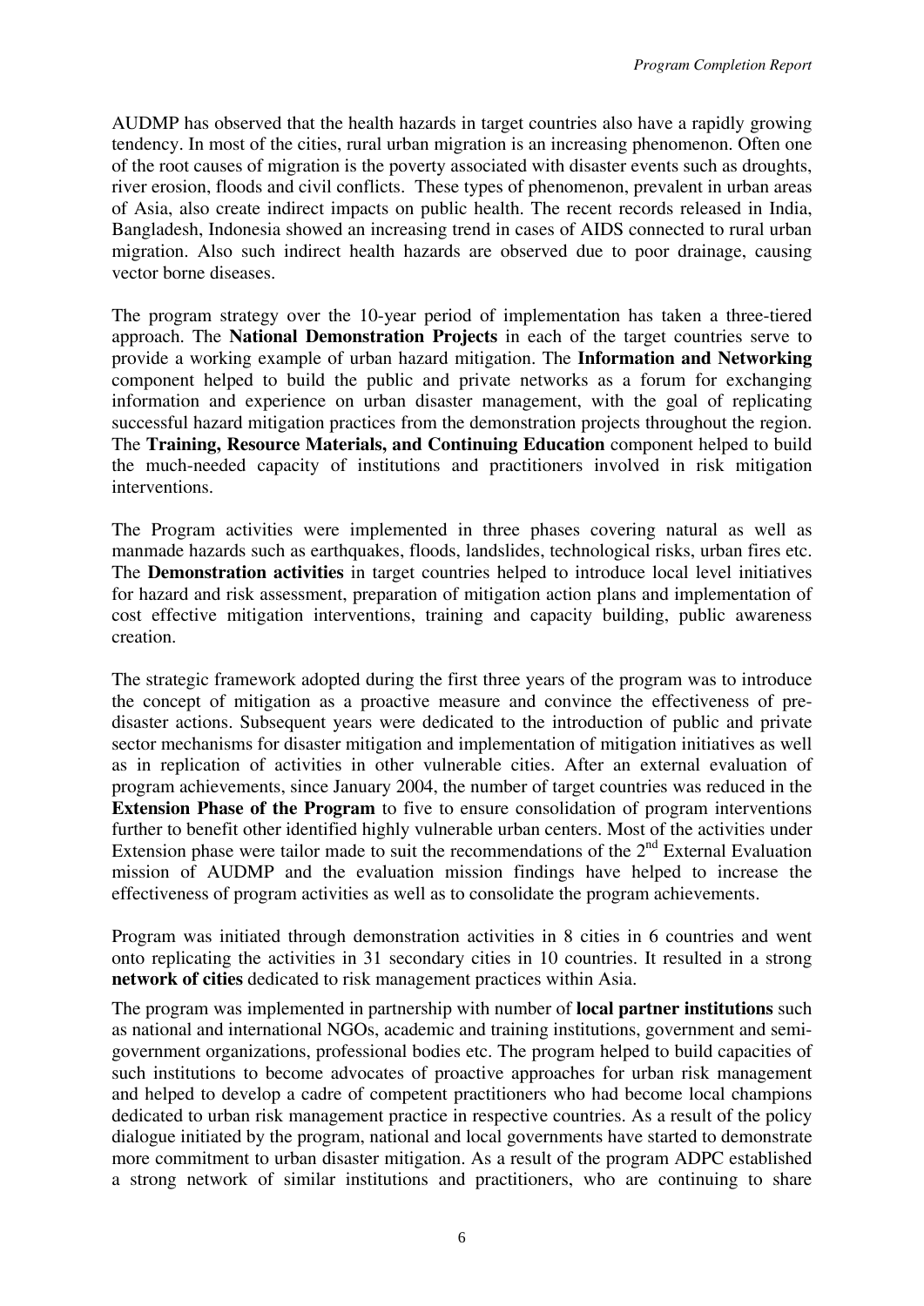AUDMP has observed that the health hazards in target countries also have a rapidly growing tendency. In most of the cities, rural urban migration is an increasing phenomenon. Often one of the root causes of migration is the poverty associated with disaster events such as droughts, river erosion, floods and civil conflicts. These types of phenomenon, prevalent in urban areas of Asia, also create indirect impacts on public health. The recent records released in India, Bangladesh, Indonesia showed an increasing trend in cases of AIDS connected to rural urban migration. Also such indirect health hazards are observed due to poor drainage, causing vector borne diseases.

The program strategy over the 10-year period of implementation has taken a three-tiered approach. The **National Demonstration Projects** in each of the target countries serve to provide a working example of urban hazard mitigation. The **Information and Networking** component helped to build the public and private networks as a forum for exchanging information and experience on urban disaster management, with the goal of replicating successful hazard mitigation practices from the demonstration projects throughout the region. The **Training, Resource Materials, and Continuing Education** component helped to build the much-needed capacity of institutions and practitioners involved in risk mitigation interventions.

The Program activities were implemented in three phases covering natural as well as manmade hazards such as earthquakes, floods, landslides, technological risks, urban fires etc. The **Demonstration activities** in target countries helped to introduce local level initiatives for hazard and risk assessment, preparation of mitigation action plans and implementation of cost effective mitigation interventions, training and capacity building, public awareness creation.

The strategic framework adopted during the first three years of the program was to introduce the concept of mitigation as a proactive measure and convince the effectiveness of pre-disaster actions. Subsequent years were dedicated to the introduction of public and private sector mechanisms for disaster mitigation and implementation of mitigation initiatives as well as in replication of activities in other vulnerable cities. After an external evaluation of program achievements, since January 2004, the number of target countries was reduced in the **Extension Phase of the Program** to five to ensure consolidation of program interventions further to benefit other identified highly vulnerable urban centers. Most of the activities under Extension phase were tailor made to suit the recommendations of the 2nd External Evaluation mission of AUDMP and the evaluation mission findings have helped to increase the effectiveness of program activities as well as to consolidate the program achievements.

Program was initiated through demonstration activities in 8 cities in 6 countries and went onto replicating the activities in 31 secondary cities in 10 countries. It resulted in a strong **network of cities** dedicated to risk management practices within Asia.

The program was implemented in partnership with number of **local partner institutions** such as national and international NGOs, academic and training institutions, government and semi-government organizations, professional bodies etc. The program helped to build capacities of such institutions to become advocates of proactive approaches for urban risk management and helped to develop a cadre of competent practitioners who had become local champions dedicated to urban risk management practice in respective countries. As a result of the policy dialogue initiated by the program, national and local governments have started to demonstrate more commitment to urban disaster mitigation. As a result of the program ADPC established a strong network of similar institutions and practitioners, who are continuing to share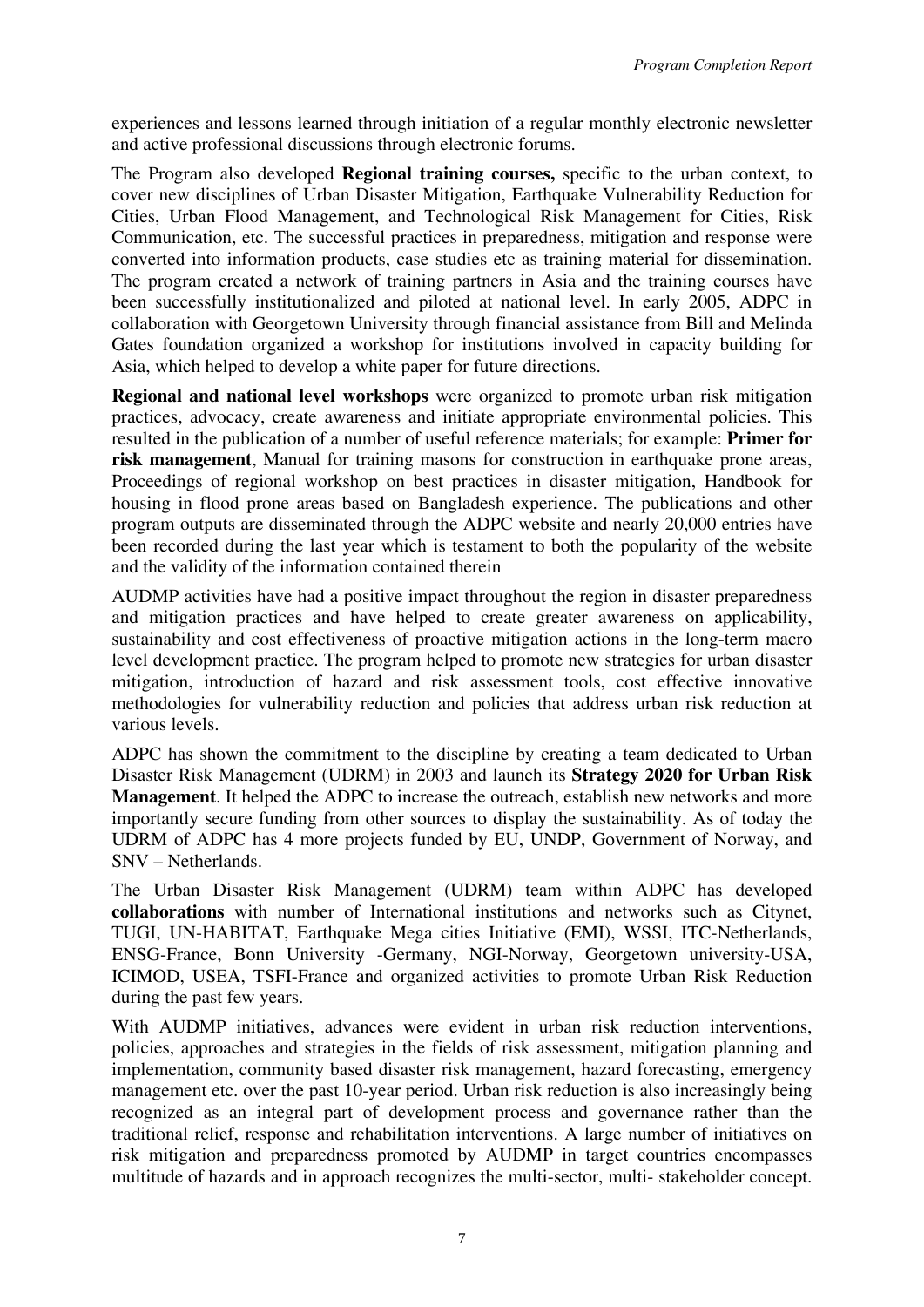experiences and lessons learned through initiation of a regular monthly electronic newsletter and active professional discussions through electronic forums.

The Program also developed **Regional training courses,** specific to the urban context, to cover new disciplines of Urban Disaster Mitigation, Earthquake Vulnerability Reduction for Cities, Urban Flood Management, and Technological Risk Management for Cities, Risk Communication, etc. The successful practices in preparedness, mitigation and response were converted into information products, case studies etc as training material for dissemination. The program created a network of training partners in Asia and the training courses have been successfully institutionalized and piloted at national level. In early 2005, ADPC in collaboration with Georgetown University through financial assistance from Bill and Melinda Gates foundation organized a workshop for institutions involved in capacity building for Asia, which helped to develop a white paper for future directions.

**Regional and national level workshops** were organized to promote urban risk mitigation practices, advocacy, create awareness and initiate appropriate environmental policies. This resulted in the publication of a number of useful reference materials; for example: **Primer for risk management**, Manual for training masons for construction in earthquake prone areas, Proceedings of regional workshop on best practices in disaster mitigation, Handbook for housing in flood prone areas based on Bangladesh experience. The publications and other program outputs are disseminated through the ADPC website and nearly 20,000 entries have been recorded during the last year which is testament to both the popularity of the website and the validity of the information contained therein

AUDMP activities have had a positive impact throughout the region in disaster preparedness and mitigation practices and have helped to create greater awareness on applicability, sustainability and cost effectiveness of proactive mitigation actions in the long-term macro level development practice. The program helped to promote new strategies for urban disaster mitigation, introduction of hazard and risk assessment tools, cost effective innovative methodologies for vulnerability reduction and policies that address urban risk reduction at various levels.

ADPC has shown the commitment to the discipline by creating a team dedicated to Urban Disaster Risk Management (UDRM) in 2003 and launch its **Strategy 2020 for Urban Risk Management**. It helped the ADPC to increase the outreach, establish new networks and more importantly secure funding from other sources to display the sustainability. As of today the UDRM of ADPC has 4 more projects funded by EU, UNDP, Government of Norway, and SNV – Netherlands.

The Urban Disaster Risk Management (UDRM) team within ADPC has developed **collaborations** with number of International institutions and networks such as Citynet, TUGI, UN-HABITAT, Earthquake Mega cities Initiative (EMI), WSSI, ITC-Netherlands, ENSG-France, Bonn University -Germany, NGI-Norway, Georgetown university-USA, ICIMOD, USEA, TSFI-France and organized activities to promote Urban Risk Reduction during the past few years.

With AUDMP initiatives, advances were evident in urban risk reduction interventions, policies, approaches and strategies in the fields of risk assessment, mitigation planning and implementation, community based disaster risk management, hazard forecasting, emergency management etc. over the past 10-year period. Urban risk reduction is also increasingly being recognized as an integral part of development process and governance rather than the traditional relief, response and rehabilitation interventions. A large number of initiatives on risk mitigation and preparedness promoted by AUDMP in target countries encompasses multitude of hazards and in approach recognizes the multi-sector, multi- stakeholder concept.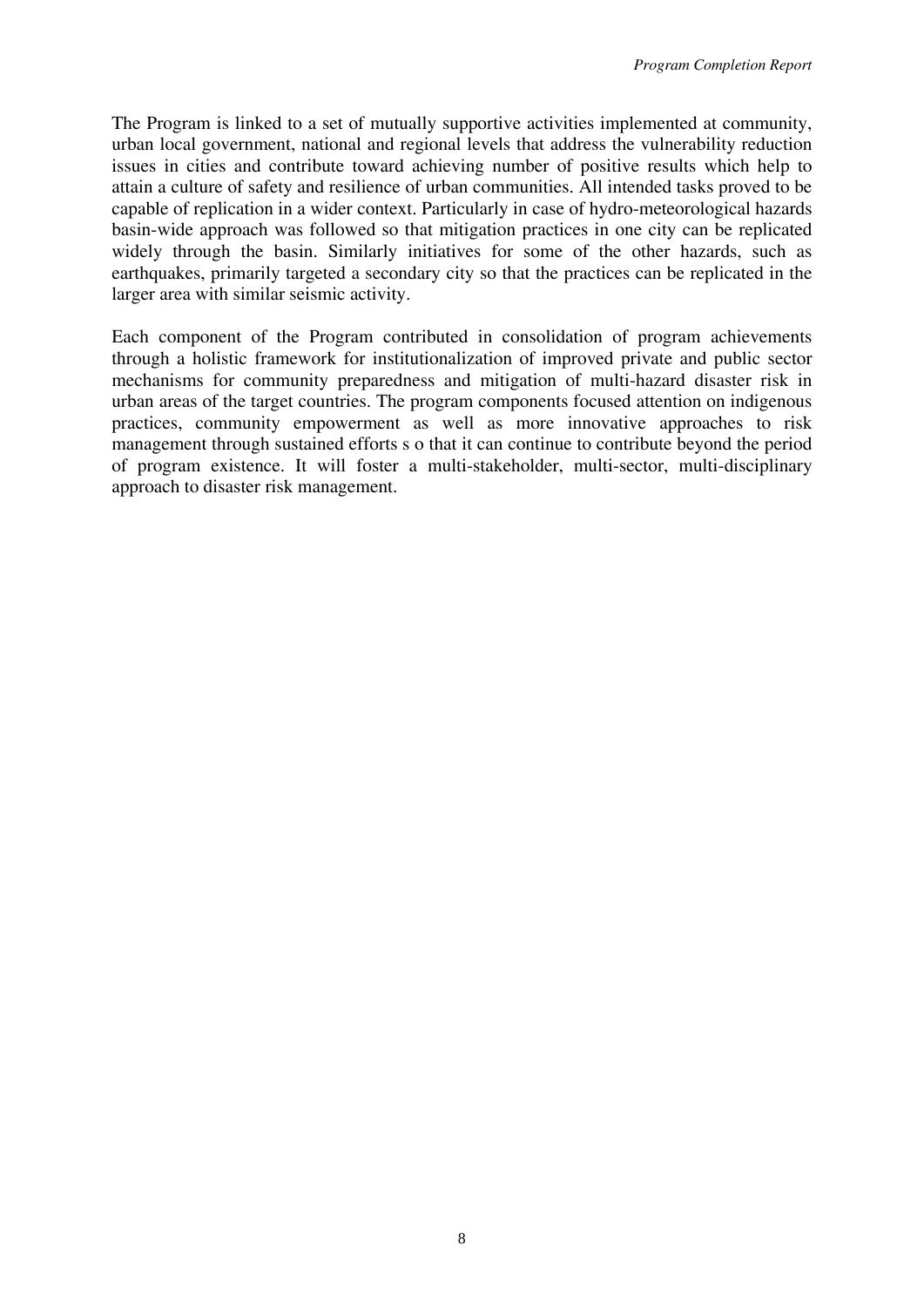The Program is linked to a set of mutually supportive activities implemented at community, urban local government, national and regional levels that address the vulnerability reduction issues in cities and contribute toward achieving number of positive results which help to attain a culture of safety and resilience of urban communities. All intended tasks proved to be capable of replication in a wider context. Particularly in case of hydro-meteorological hazards basin-wide approach was followed so that mitigation practices in one city can be replicated widely through the basin. Similarly initiatives for some of the other hazards, such as earthquakes, primarily targeted a secondary city so that the practices can be replicated in the larger area with similar seismic activity.

Each component of the Program contributed in consolidation of program achievements through a holistic framework for institutionalization of improved private and public sector mechanisms for community preparedness and mitigation of multi-hazard disaster risk in urban areas of the target countries. The program components focused attention on indigenous practices, community empowerment as well as more innovative approaches to risk management through sustained efforts s o that it can continue to contribute beyond the period of program existence. It will foster a multi-stakeholder, multi-sector, multi-disciplinary approach to disaster risk management.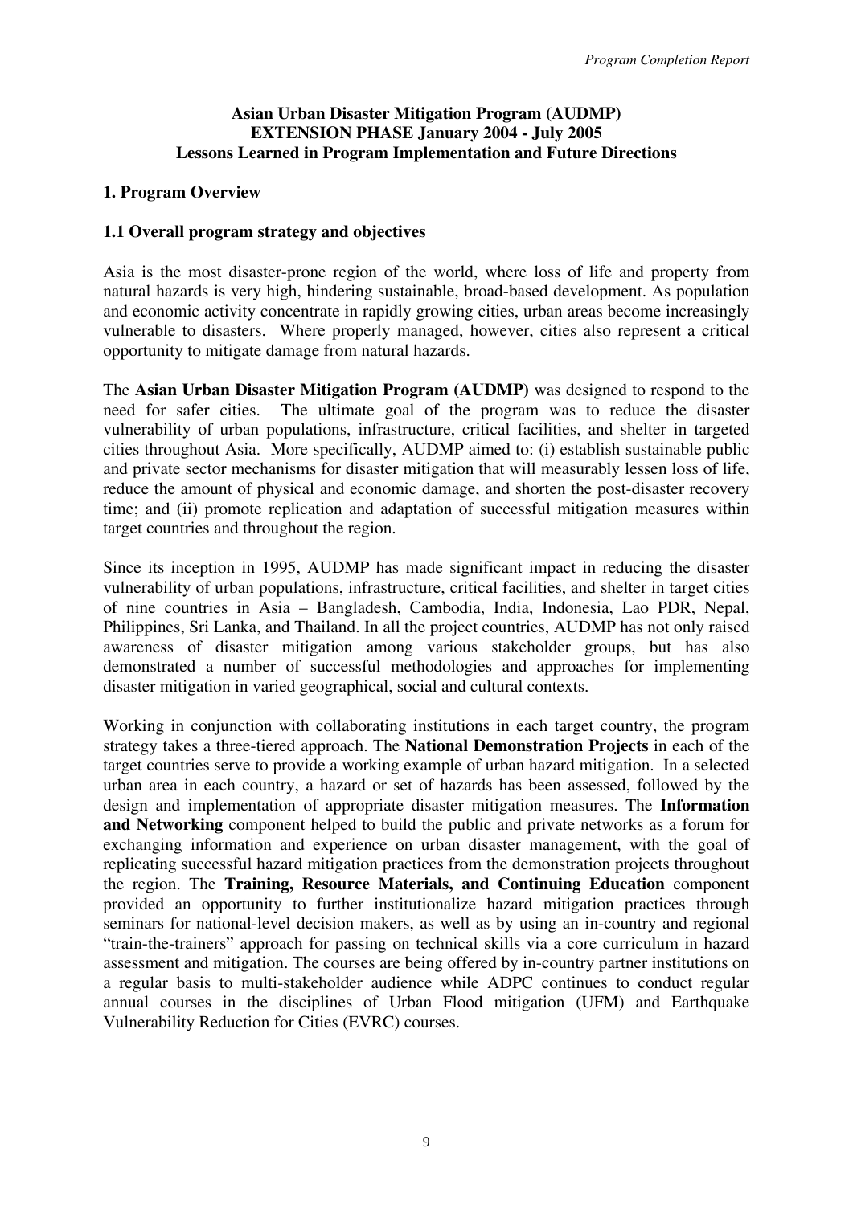**Asian Urban Disaster Mitigation Program (AUDMP)**
**EXTENSION PHASE January 2004 - July 2005**
**Lessons Learned in Program Implementation and Future Directions**

## 1. Program Overview

### 1.1 Overall program strategy and objectives

Asia is the most disaster-prone region of the world, where loss of life and property from natural hazards is very high, hindering sustainable, broad-based development. As population and economic activity concentrate in rapidly growing cities, urban areas become increasingly vulnerable to disasters. Where properly managed, however, cities also represent a critical opportunity to mitigate damage from natural hazards.

The **Asian Urban Disaster Mitigation Program (AUDMP)** was designed to respond to the need for safer cities. The ultimate goal of the program was to reduce the disaster vulnerability of urban populations, infrastructure, critical facilities, and shelter in targeted cities throughout Asia. More specifically, AUDMP aimed to: (i) establish sustainable public and private sector mechanisms for disaster mitigation that will measurably lessen loss of life, reduce the amount of physical and economic damage, and shorten the post-disaster recovery time; and (ii) promote replication and adaptation of successful mitigation measures within target countries and throughout the region.

Since its inception in 1995, AUDMP has made significant impact in reducing the disaster vulnerability of urban populations, infrastructure, critical facilities, and shelter in target cities of nine countries in Asia – Bangladesh, Cambodia, India, Indonesia, Lao PDR, Nepal, Philippines, Sri Lanka, and Thailand. In all the project countries, AUDMP has not only raised awareness of disaster mitigation among various stakeholder groups, but has also demonstrated a number of successful methodologies and approaches for implementing disaster mitigation in varied geographical, social and cultural contexts.

Working in conjunction with collaborating institutions in each target country, the program strategy takes a three-tiered approach. The **National Demonstration Projects** in each of the target countries serve to provide a working example of urban hazard mitigation. In a selected urban area in each country, a hazard or set of hazards has been assessed, followed by the design and implementation of appropriate disaster mitigation measures. The **Information and Networking** component helped to build the public and private networks as a forum for exchanging information and experience on urban disaster management, with the goal of replicating successful hazard mitigation practices from the demonstration projects throughout the region. The **Training, Resource Materials, and Continuing Education** component provided an opportunity to further institutionalize hazard mitigation practices through seminars for national-level decision makers, as well as by using an in-country and regional "train-the-trainers" approach for passing on technical skills via a core curriculum in hazard assessment and mitigation. The courses are being offered by in-country partner institutions on a regular basis to multi-stakeholder audience while ADPC continues to conduct regular annual courses in the disciplines of Urban Flood mitigation (UFM) and Earthquake Vulnerability Reduction for Cities (EVRC) courses.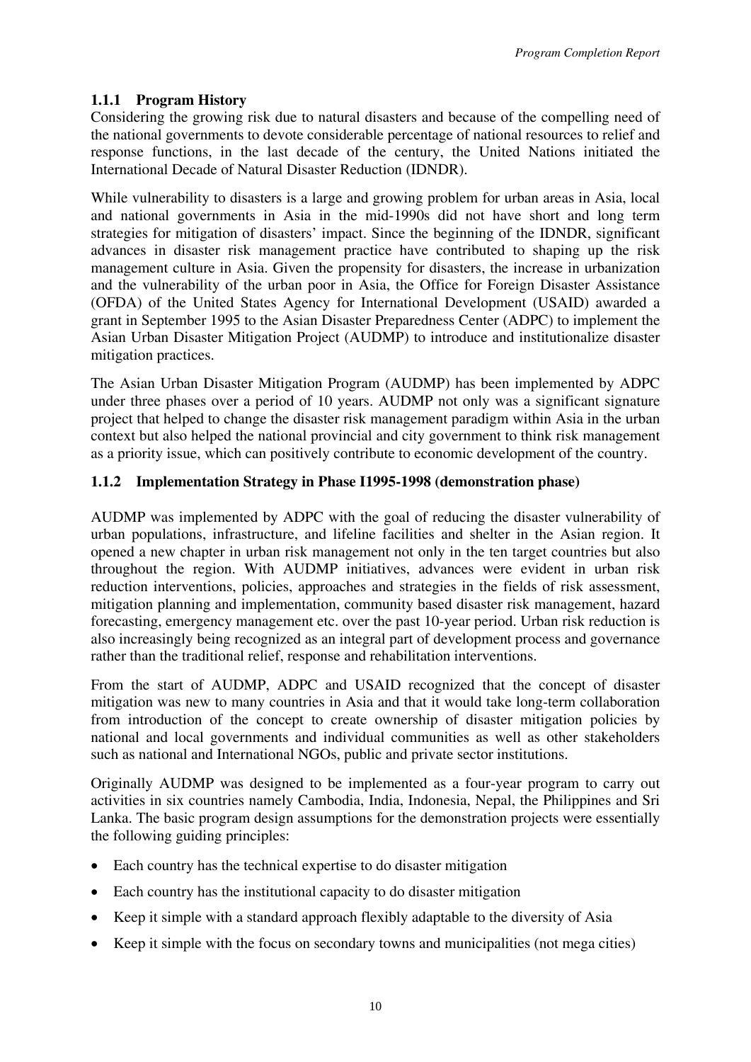### 1.1.1 Program History

Considering the growing risk due to natural disasters and because of the compelling need of the national governments to devote considerable percentage of national resources to relief and response functions, in the last decade of the century, the United Nations initiated the International Decade of Natural Disaster Reduction (IDNDR).

While vulnerability to disasters is a large and growing problem for urban areas in Asia, local and national governments in Asia in the mid-1990s did not have short and long term strategies for mitigation of disasters' impact. Since the beginning of the IDNDR, significant advances in disaster risk management practice have contributed to shaping up the risk management culture in Asia. Given the propensity for disasters, the increase in urbanization and the vulnerability of the urban poor in Asia, the Office for Foreign Disaster Assistance (OFDA) of the United States Agency for International Development (USAID) awarded a grant in September 1995 to the Asian Disaster Preparedness Center (ADPC) to implement the Asian Urban Disaster Mitigation Project (AUDMP) to introduce and institutionalize disaster mitigation practices.

The Asian Urban Disaster Mitigation Program (AUDMP) has been implemented by ADPC under three phases over a period of 10 years. AUDMP not only was a significant signature project that helped to change the disaster risk management paradigm within Asia in the urban context but also helped the national provincial and city government to think risk management as a priority issue, which can positively contribute to economic development of the country.

### 1.1.2 Implementation Strategy in Phase I1995-1998 (demonstration phase)

AUDMP was implemented by ADPC with the goal of reducing the disaster vulnerability of urban populations, infrastructure, and lifeline facilities and shelter in the Asian region. It opened a new chapter in urban risk management not only in the ten target countries but also throughout the region. With AUDMP initiatives, advances were evident in urban risk reduction interventions, policies, approaches and strategies in the fields of risk assessment, mitigation planning and implementation, community based disaster risk management, hazard forecasting, emergency management etc. over the past 10-year period. Urban risk reduction is also increasingly being recognized as an integral part of development process and governance rather than the traditional relief, response and rehabilitation interventions.

From the start of AUDMP, ADPC and USAID recognized that the concept of disaster mitigation was new to many countries in Asia and that it would take long-term collaboration from introduction of the concept to create ownership of disaster mitigation policies by national and local governments and individual communities as well as other stakeholders such as national and International NGOs, public and private sector institutions.

Originally AUDMP was designed to be implemented as a four-year program to carry out activities in six countries namely Cambodia, India, Indonesia, Nepal, the Philippines and Sri Lanka. The basic program design assumptions for the demonstration projects were essentially the following guiding principles:

- Each country has the technical expertise to do disaster mitigation
- Each country has the institutional capacity to do disaster mitigation
- Keep it simple with a standard approach flexibly adaptable to the diversity of Asia
- Keep it simple with the focus on secondary towns and municipalities (not mega cities)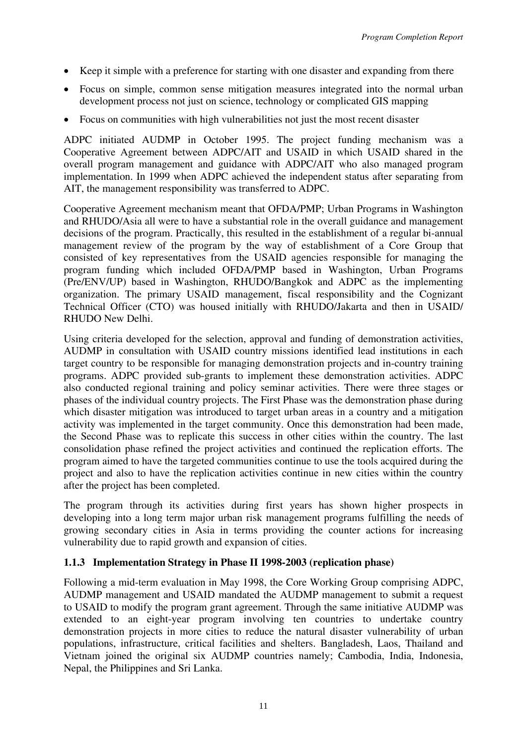- Keep it simple with a preference for starting with one disaster and expanding from there
- Focus on simple, common sense mitigation measures integrated into the normal urban development process not just on science, technology or complicated GIS mapping
- Focus on communities with high vulnerabilities not just the most recent disaster

ADPC initiated AUDMP in October 1995. The project funding mechanism was a Cooperative Agreement between ADPC/AIT and USAID in which USAID shared in the overall program management and guidance with ADPC/AIT who also managed program implementation. In 1999 when ADPC achieved the independent status after separating from AIT, the management responsibility was transferred to ADPC.

Cooperative Agreement mechanism meant that OFDA/PMP; Urban Programs in Washington and RHUDO/Asia all were to have a substantial role in the overall guidance and management decisions of the program. Practically, this resulted in the establishment of a regular bi-annual management review of the program by the way of establishment of a Core Group that consisted of key representatives from the USAID agencies responsible for managing the program funding which included OFDA/PMP based in Washington, Urban Programs (Pre/ENV/UP) based in Washington, RHUDO/Bangkok and ADPC as the implementing organization. The primary USAID management, fiscal responsibility and the Cognizant Technical Officer (CTO) was housed initially with RHUDO/Jakarta and then in USAID/ RHUDO New Delhi.

Using criteria developed for the selection, approval and funding of demonstration activities, AUDMP in consultation with USAID country missions identified lead institutions in each target country to be responsible for managing demonstration projects and in-country training programs. ADPC provided sub-grants to implement these demonstration activities. ADPC also conducted regional training and policy seminar activities. There were three stages or phases of the individual country projects. The First Phase was the demonstration phase during which disaster mitigation was introduced to target urban areas in a country and a mitigation activity was implemented in the target community. Once this demonstration had been made, the Second Phase was to replicate this success in other cities within the country. The last consolidation phase refined the project activities and continued the replication efforts. The program aimed to have the targeted communities continue to use the tools acquired during the project and also to have the replication activities continue in new cities within the country after the project has been completed.

The program through its activities during first years has shown higher prospects in developing into a long term major urban risk management programs fulfilling the needs of growing secondary cities in Asia in terms providing the counter actions for increasing vulnerability due to rapid growth and expansion of cities.

### 1.1.3 Implementation Strategy in Phase II 1998-2003 (replication phase)

Following a mid-term evaluation in May 1998, the Core Working Group comprising ADPC, AUDMP management and USAID mandated the AUDMP management to submit a request to USAID to modify the program grant agreement. Through the same initiative AUDMP was extended to an eight-year program involving ten countries to undertake country demonstration projects in more cities to reduce the natural disaster vulnerability of urban populations, infrastructure, critical facilities and shelters. Bangladesh, Laos, Thailand and Vietnam joined the original six AUDMP countries namely; Cambodia, India, Indonesia, Nepal, the Philippines and Sri Lanka.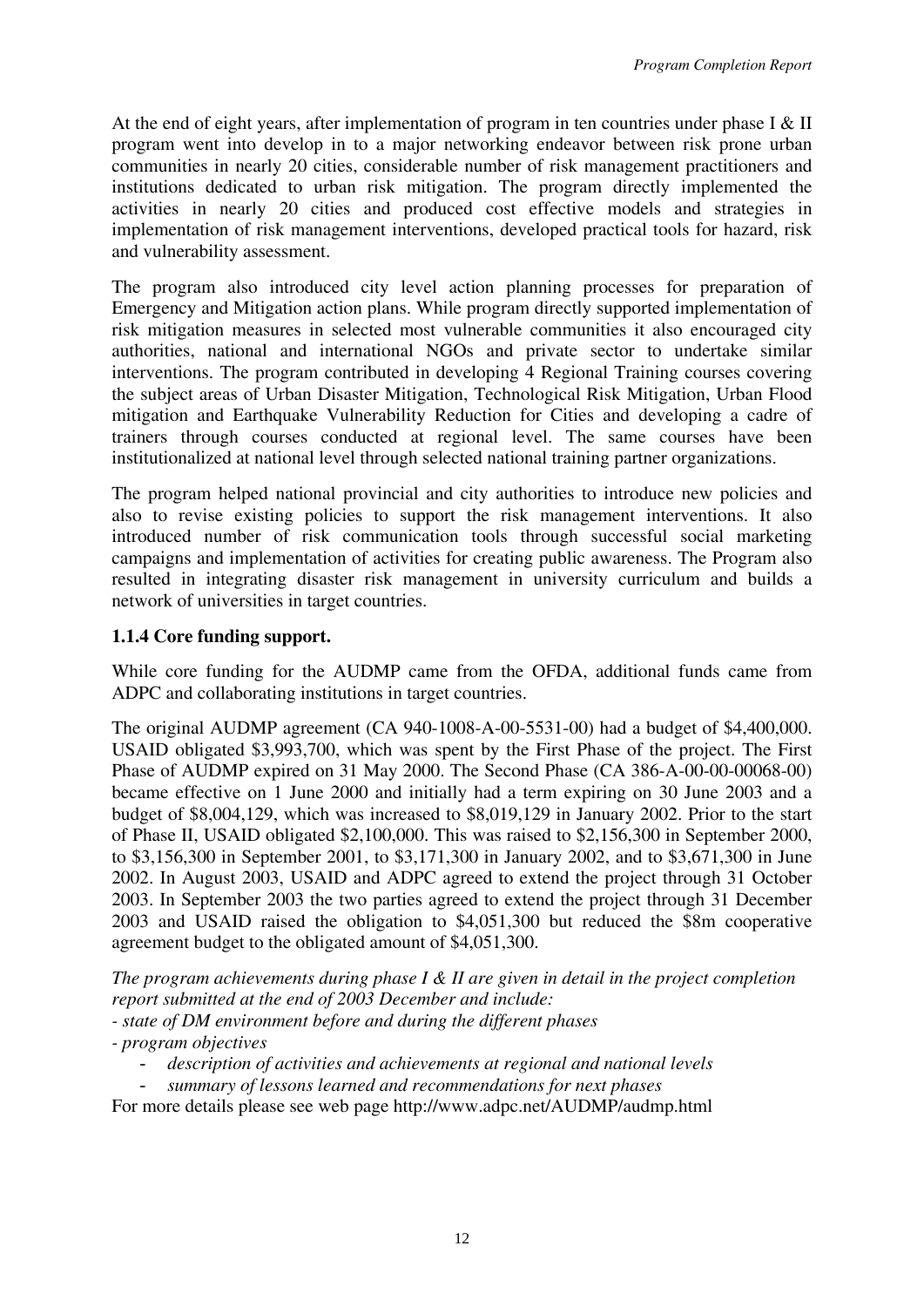At the end of eight years, after implementation of program in ten countries under phase I & II program went into develop in to a major networking endeavor between risk prone urban communities in nearly 20 cities, considerable number of risk management practitioners and institutions dedicated to urban risk mitigation. The program directly implemented the activities in nearly 20 cities and produced cost effective models and strategies in implementation of risk management interventions, developed practical tools for hazard, risk and vulnerability assessment.

The program also introduced city level action planning processes for preparation of Emergency and Mitigation action plans. While program directly supported implementation of risk mitigation measures in selected most vulnerable communities it also encouraged city authorities, national and international NGOs and private sector to undertake similar interventions. The program contributed in developing 4 Regional Training courses covering the subject areas of Urban Disaster Mitigation, Technological Risk Mitigation, Urban Flood mitigation and Earthquake Vulnerability Reduction for Cities and developing a cadre of trainers through courses conducted at regional level. The same courses have been institutionalized at national level through selected national training partner organizations.

The program helped national provincial and city authorities to introduce new policies and also to revise existing policies to support the risk management interventions. It also introduced number of risk communication tools through successful social marketing campaigns and implementation of activities for creating public awareness. The Program also resulted in integrating disaster risk management in university curriculum and builds a network of universities in target countries.

### 1.1.4 Core funding support.

While core funding for the AUDMP came from the OFDA, additional funds came from ADPC and collaborating institutions in target countries.

The original AUDMP agreement (CA 940-1008-A-00-5531-00) had a budget of $4,400,000. USAID obligated $3,993,700, which was spent by the First Phase of the project. The First Phase of AUDMP expired on 31 May 2000. The Second Phase (CA 386-A-00-00-00068-00) became effective on 1 June 2000 and initially had a term expiring on 30 June 2003 and a budget of $8,004,129, which was increased to $8,019,129 in January 2002. Prior to the start of Phase II, USAID obligated $2,100,000. This was raised to $2,156,300 in September 2000, to $3,156,300 in September 2001, to $3,171,300 in January 2002, and to $3,671,300 in June 2002. In August 2003, USAID and ADPC agreed to extend the project through 31 October 2003. In September 2003 the two parties agreed to extend the project through 31 December 2003 and USAID raised the obligation to $4,051,300 but reduced the $8m cooperative agreement budget to the obligated amount of $4,051,300.

*The program achievements during phase I & II are given in detail in the project completion report submitted at the end of 2003 December and include:*

*- state of DM environment before and during the different phases*

*- program objectives*

- *description of activities and achievements at regional and national levels*
- *summary of lessons learned and recommendations for next phases*

For more details please see web page http://www.adpc.net/AUDMP/audmp.html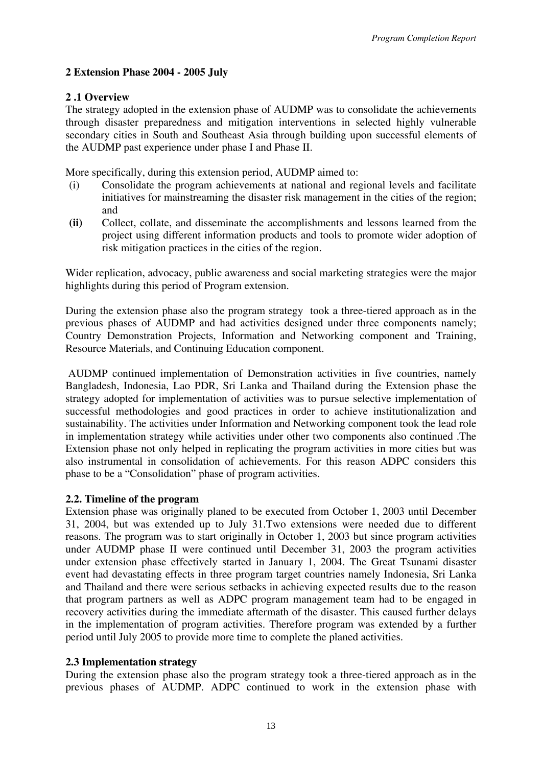## 2 Extension Phase 2004 - 2005 July

### 2 .1 Overview

The strategy adopted in the extension phase of AUDMP was to consolidate the achievements through disaster preparedness and mitigation interventions in selected highly vulnerable secondary cities in South and Southeast Asia through building upon successful elements of the AUDMP past experience under phase I and Phase II.

More specifically, during this extension period, AUDMP aimed to:

(i) Consolidate the program achievements at national and regional levels and facilitate initiatives for mainstreaming the disaster risk management in the cities of the region; and

**(ii)** Collect, collate, and disseminate the accomplishments and lessons learned from the project using different information products and tools to promote wider adoption of risk mitigation practices in the cities of the region.

Wider replication, advocacy, public awareness and social marketing strategies were the major highlights during this period of Program extension.

During the extension phase also the program strategy took a three-tiered approach as in the previous phases of AUDMP and had activities designed under three components namely; Country Demonstration Projects, Information and Networking component and Training, Resource Materials, and Continuing Education component.

AUDMP continued implementation of Demonstration activities in five countries, namely Bangladesh, Indonesia, Lao PDR, Sri Lanka and Thailand during the Extension phase the strategy adopted for implementation of activities was to pursue selective implementation of successful methodologies and good practices in order to achieve institutionalization and sustainability. The activities under Information and Networking component took the lead role in implementation strategy while activities under other two components also continued .The Extension phase not only helped in replicating the program activities in more cities but was also instrumental in consolidation of achievements. For this reason ADPC considers this phase to be a "Consolidation" phase of program activities.

### 2.2. Timeline of the program

Extension phase was originally planed to be executed from October 1, 2003 until December 31, 2004, but was extended up to July 31.Two extensions were needed due to different reasons. The program was to start originally in October 1, 2003 but since program activities under AUDMP phase II were continued until December 31, 2003 the program activities under extension phase effectively started in January 1, 2004. The Great Tsunami disaster event had devastating effects in three program target countries namely Indonesia, Sri Lanka and Thailand and there were serious setbacks in achieving expected results due to the reason that program partners as well as ADPC program management team had to be engaged in recovery activities during the immediate aftermath of the disaster. This caused further delays in the implementation of program activities. Therefore program was extended by a further period until July 2005 to provide more time to complete the planed activities.

### 2.3 Implementation strategy

During the extension phase also the program strategy took a three-tiered approach as in the previous phases of AUDMP. ADPC continued to work in the extension phase with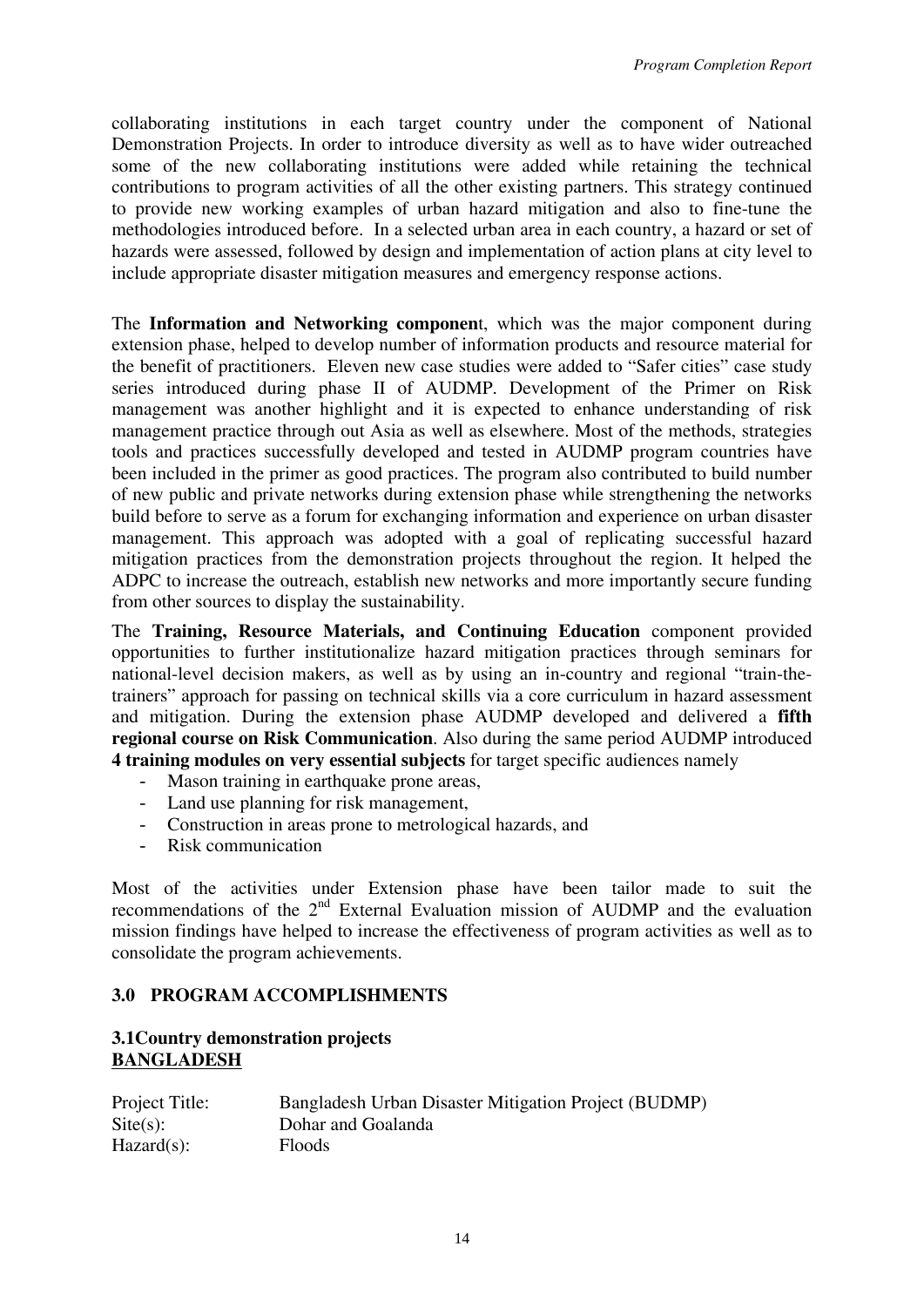collaborating institutions in each target country under the component of National Demonstration Projects. In order to introduce diversity as well as to have wider outreached some of the new collaborating institutions were added while retaining the technical contributions to program activities of all the other existing partners. This strategy continued to provide new working examples of urban hazard mitigation and also to fine-tune the methodologies introduced before. In a selected urban area in each country, a hazard or set of hazards were assessed, followed by design and implementation of action plans at city level to include appropriate disaster mitigation measures and emergency response actions.

The **Information and Networking componen**t, which was the major component during extension phase, helped to develop number of information products and resource material for the benefit of practitioners. Eleven new case studies were added to "Safer cities" case study series introduced during phase II of AUDMP. Development of the Primer on Risk management was another highlight and it is expected to enhance understanding of risk management practice through out Asia as well as elsewhere. Most of the methods, strategies tools and practices successfully developed and tested in AUDMP program countries have been included in the primer as good practices. The program also contributed to build number of new public and private networks during extension phase while strengthening the networks build before to serve as a forum for exchanging information and experience on urban disaster management. This approach was adopted with a goal of replicating successful hazard mitigation practices from the demonstration projects throughout the region. It helped the ADPC to increase the outreach, establish new networks and more importantly secure funding from other sources to display the sustainability.

The **Training, Resource Materials, and Continuing Education** component provided opportunities to further institutionalize hazard mitigation practices through seminars for national-level decision makers, as well as by using an in-country and regional "train-the-trainers" approach for passing on technical skills via a core curriculum in hazard assessment and mitigation. During the extension phase AUDMP developed and delivered a **fifth regional course on Risk Communication**. Also during the same period AUDMP introduced **4 training modules on very essential subjects** for target specific audiences namely

- Mason training in earthquake prone areas,
- Land use planning for risk management,
- Construction in areas prone to metrological hazards, and
- Risk communication

Most of the activities under Extension phase have been tailor made to suit the recommendations of the 2nd External Evaluation mission of AUDMP and the evaluation mission findings have helped to increase the effectiveness of program activities as well as to consolidate the program achievements.

## 3.0 PROGRAM ACCOMPLISHMENTS

### 3.1 Country demonstration projects

**BANGLADESH**

Project Title: Bangladesh Urban Disaster Mitigation Project (BUDMP)
Site(s): Dohar and Goalanda
Hazard(s): Floods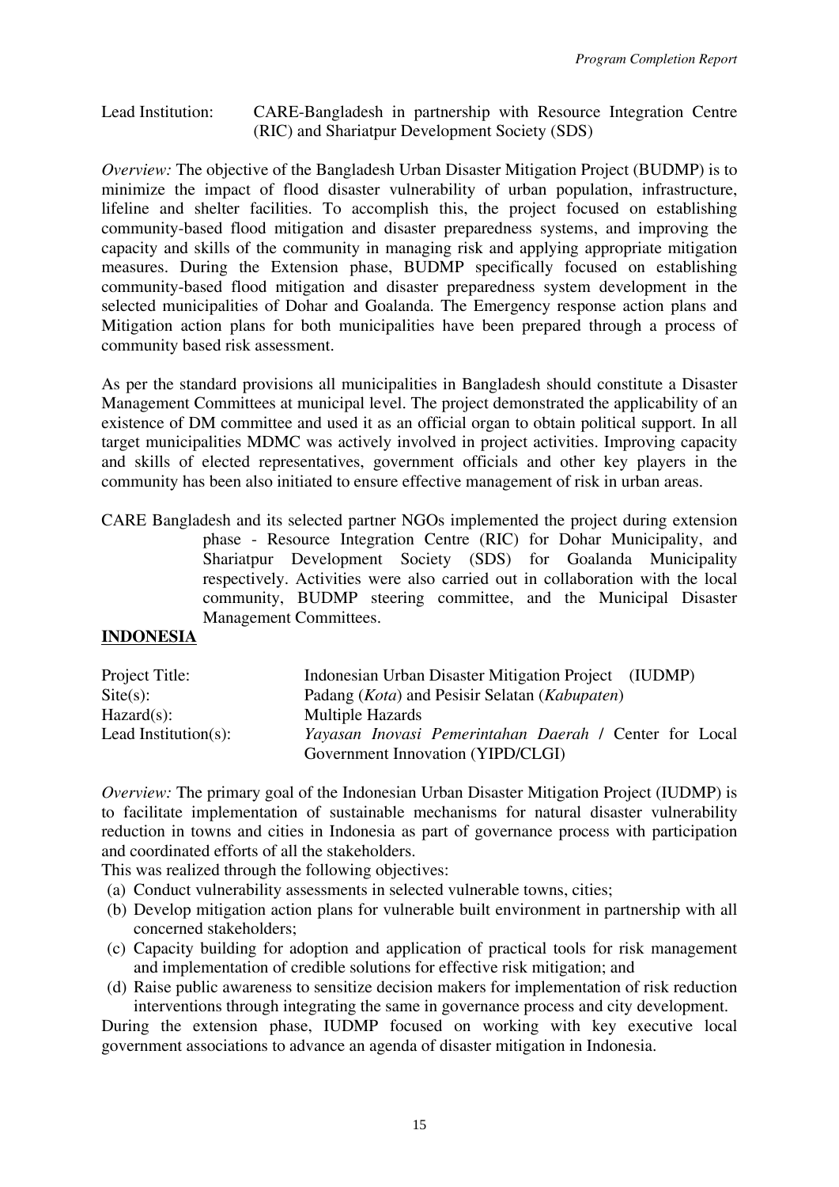Lead Institution: CARE-Bangladesh in partnership with Resource Integration Centre (RIC) and Shariatpur Development Society (SDS)

*Overview:* The objective of the Bangladesh Urban Disaster Mitigation Project (BUDMP) is to minimize the impact of flood disaster vulnerability of urban population, infrastructure, lifeline and shelter facilities. To accomplish this, the project focused on establishing community-based flood mitigation and disaster preparedness systems, and improving the capacity and skills of the community in managing risk and applying appropriate mitigation measures. During the Extension phase, BUDMP specifically focused on establishing community-based flood mitigation and disaster preparedness system development in the selected municipalities of Dohar and Goalanda. The Emergency response action plans and Mitigation action plans for both municipalities have been prepared through a process of community based risk assessment.

As per the standard provisions all municipalities in Bangladesh should constitute a Disaster Management Committees at municipal level. The project demonstrated the applicability of an existence of DM committee and used it as an official organ to obtain political support. In all target municipalities MDMC was actively involved in project activities. Improving capacity and skills of elected representatives, government officials and other key players in the community has been also initiated to ensure effective management of risk in urban areas.

CARE Bangladesh and its selected partner NGOs implemented the project during extension phase - Resource Integration Centre (RIC) for Dohar Municipality, and Shariatpur Development Society (SDS) for Goalanda Municipality respectively. Activities were also carried out in collaboration with the local community, BUDMP steering committee, and the Municipal Disaster Management Committees.

**INDONESIA**

Project Title: Indonesian Urban Disaster Mitigation Project (IUDMP)
Site(s): Padang (*Kota*) and Pesisir Selatan (*Kabupaten*)
Hazard(s): Multiple Hazards
Lead Institution(s): *Yayasan Inovasi Pemerintahan Daerah* / Center for Local Government Innovation (YIPD/CLGI)

*Overview:* The primary goal of the Indonesian Urban Disaster Mitigation Project (IUDMP) is to facilitate implementation of sustainable mechanisms for natural disaster vulnerability reduction in towns and cities in Indonesia as part of governance process with participation and coordinated efforts of all the stakeholders.

This was realized through the following objectives:

(a) Conduct vulnerability assessments in selected vulnerable towns, cities;
(b) Develop mitigation action plans for vulnerable built environment in partnership with all concerned stakeholders;
(c) Capacity building for adoption and application of practical tools for risk management and implementation of credible solutions for effective risk mitigation; and
(d) Raise public awareness to sensitize decision makers for implementation of risk reduction interventions through integrating the same in governance process and city development.

During the extension phase, IUDMP focused on working with key executive local government associations to advance an agenda of disaster mitigation in Indonesia.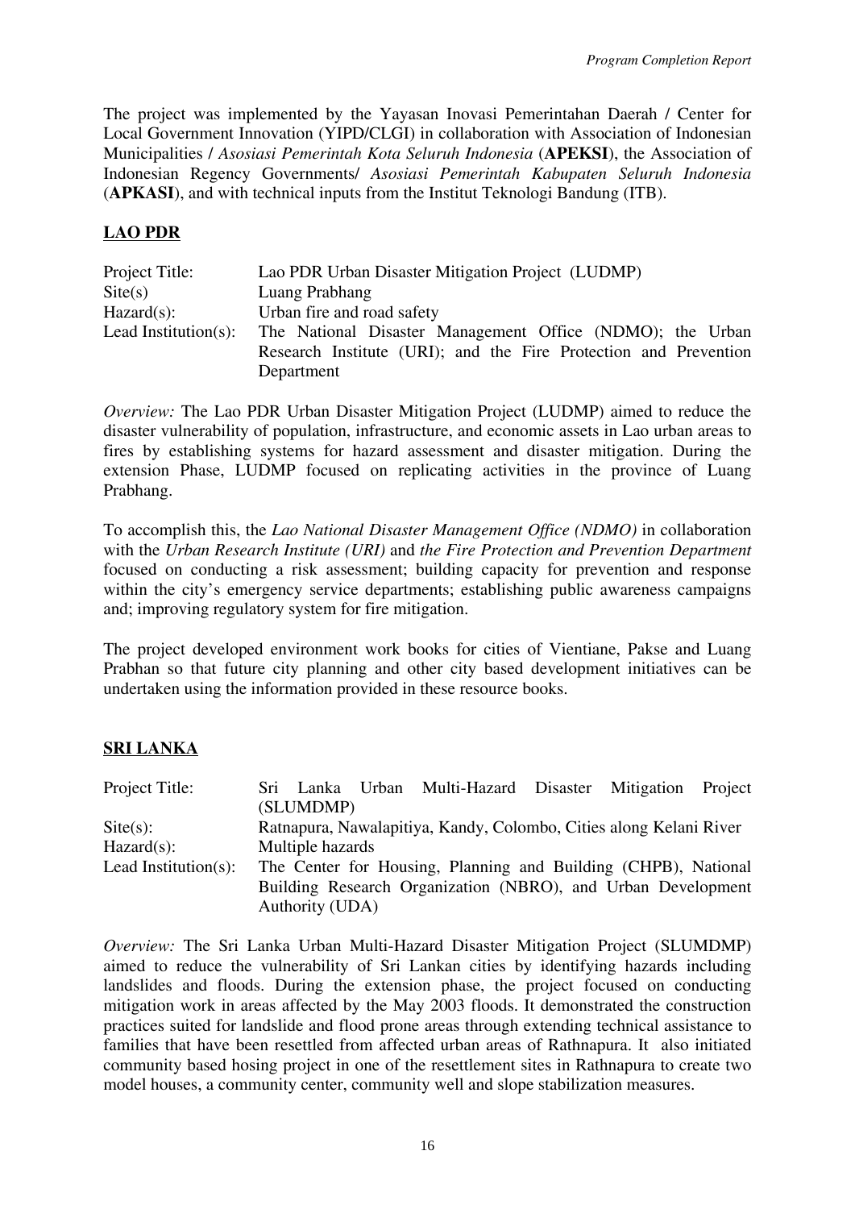The project was implemented by the Yayasan Inovasi Pemerintahan Daerah / Center for Local Government Innovation (YIPD/CLGI) in collaboration with Association of Indonesian Municipalities / *Asosiasi Pemerintah Kota Seluruh Indonesia* (**APEKSI**), the Association of Indonesian Regency Governments/ *Asosiasi Pemerintah Kabupaten Seluruh Indonesia* (**APKASI**), and with technical inputs from the Institut Teknologi Bandung (ITB).

## LAO PDR

| | |
|---|---|
| Project Title: | Lao PDR Urban Disaster Mitigation Project (LUDMP) |
| Site(s) | Luang Prabhang |
| Hazard(s): | Urban fire and road safety |
| Lead Institution(s): | The National Disaster Management Office (NDMO); the Urban Research Institute (URI); and the Fire Protection and Prevention Department |

*Overview:* The Lao PDR Urban Disaster Mitigation Project (LUDMP) aimed to reduce the disaster vulnerability of population, infrastructure, and economic assets in Lao urban areas to fires by establishing systems for hazard assessment and disaster mitigation. During the extension Phase, LUDMP focused on replicating activities in the province of Luang Prabhang.

To accomplish this, the *Lao National Disaster Management Office (NDMO)* in collaboration with the *Urban Research Institute (URI)* and *the Fire Protection and Prevention Department* focused on conducting a risk assessment; building capacity for prevention and response within the city's emergency service departments; establishing public awareness campaigns and; improving regulatory system for fire mitigation.

The project developed environment work books for cities of Vientiane, Pakse and Luang Prabhan so that future city planning and other city based development initiatives can be undertaken using the information provided in these resource books.

## SRI LANKA

| | |
|---|---|
| Project Title: | Sri Lanka Urban Multi-Hazard Disaster Mitigation Project (SLUMDMP) |
| Site(s): | Ratnapura, Nawalapitiya, Kandy, Colombo, Cities along Kelani River |
| Hazard(s): | Multiple hazards |
| Lead Institution(s): | The Center for Housing, Planning and Building (CHPB), National Building Research Organization (NBRO), and Urban Development Authority (UDA) |

*Overview:* The Sri Lanka Urban Multi-Hazard Disaster Mitigation Project (SLUMDMP) aimed to reduce the vulnerability of Sri Lankan cities by identifying hazards including landslides and floods. During the extension phase, the project focused on conducting mitigation work in areas affected by the May 2003 floods. It demonstrated the construction practices suited for landslide and flood prone areas through extending technical assistance to families that have been resettled from affected urban areas of Rathnapura. It also initiated community based hosing project in one of the resettlement sites in Rathnapura to create two model houses, a community center, community well and slope stabilization measures.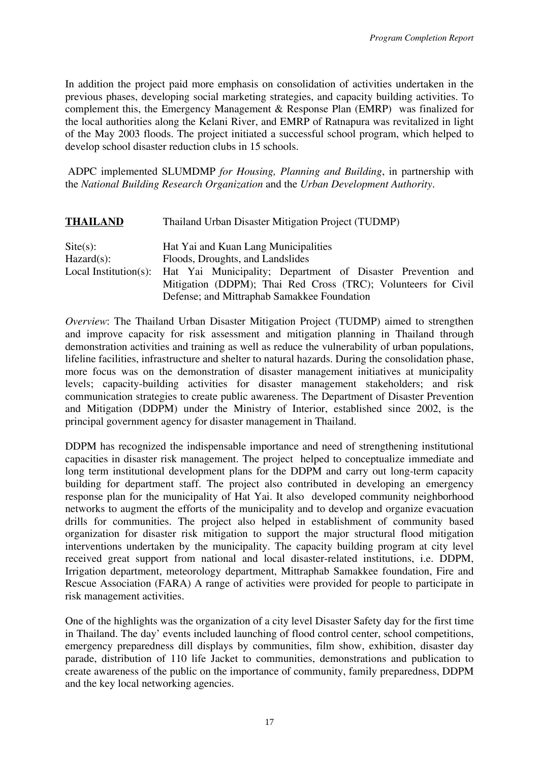In addition the project paid more emphasis on consolidation of activities undertaken in the previous phases, developing social marketing strategies, and capacity building activities. To complement this, the Emergency Management & Response Plan (EMRP) was finalized for the local authorities along the Kelani River, and EMRP of Ratnapura was revitalized in light of the May 2003 floods. The project initiated a successful school program, which helped to develop school disaster reduction clubs in 15 schools.

ADPC implemented SLUMDMP *for Housing, Planning and Building*, in partnership with the *National Building Research Organization* and the *Urban Development Authority*.

**<u>THAILAND</u>** Thailand Urban Disaster Mitigation Project (TUDMP)

Site(s): Hat Yai and Kuan Lang Municipalities
Hazard(s): Floods, Droughts, and Landslides
Local Institution(s): Hat Yai Municipality; Department of Disaster Prevention and Mitigation (DDPM); Thai Red Cross (TRC); Volunteers for Civil Defense; and Mittraphab Samakkee Foundation

*Overview*: The Thailand Urban Disaster Mitigation Project (TUDMP) aimed to strengthen and improve capacity for risk assessment and mitigation planning in Thailand through demonstration activities and training as well as reduce the vulnerability of urban populations, lifeline facilities, infrastructure and shelter to natural hazards. During the consolidation phase, more focus was on the demonstration of disaster management initiatives at municipality levels; capacity-building activities for disaster management stakeholders; and risk communication strategies to create public awareness. The Department of Disaster Prevention and Mitigation (DDPM) under the Ministry of Interior, established since 2002, is the principal government agency for disaster management in Thailand.

DDPM has recognized the indispensable importance and need of strengthening institutional capacities in disaster risk management. The project helped to conceptualize immediate and long term institutional development plans for the DDPM and carry out long-term capacity building for department staff. The project also contributed in developing an emergency response plan for the municipality of Hat Yai. It also developed community neighborhood networks to augment the efforts of the municipality and to develop and organize evacuation drills for communities. The project also helped in establishment of community based organization for disaster risk mitigation to support the major structural flood mitigation interventions undertaken by the municipality. The capacity building program at city level received great support from national and local disaster-related institutions, i.e. DDPM, Irrigation department, meteorology department, Mittraphab Samakkee foundation, Fire and Rescue Association (FARA) A range of activities were provided for people to participate in risk management activities.

One of the highlights was the organization of a city level Disaster Safety day for the first time in Thailand. The day' events included launching of flood control center, school competitions, emergency preparedness dill displays by communities, film show, exhibition, disaster day parade, distribution of 110 life Jacket to communities, demonstrations and publication to create awareness of the public on the importance of community, family preparedness, DDPM and the key local networking agencies.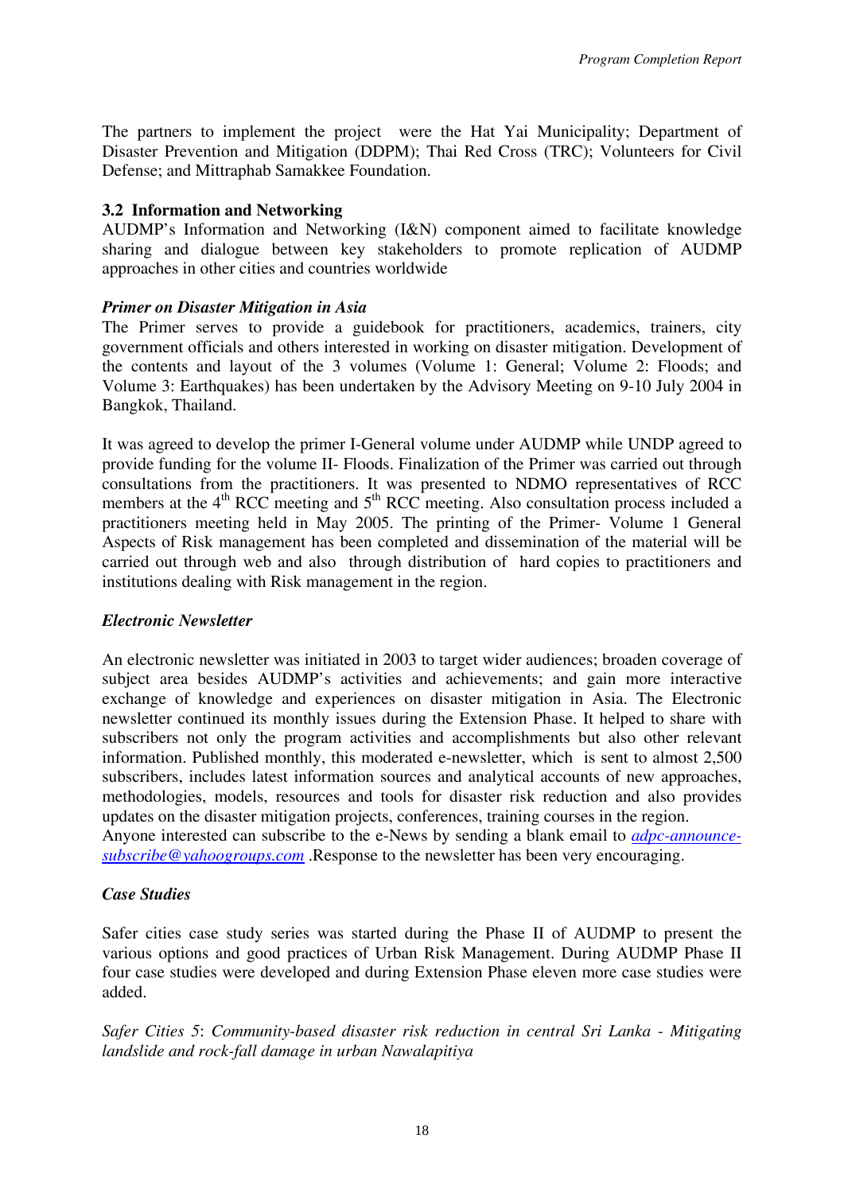The partners to implement the project were the Hat Yai Municipality; Department of Disaster Prevention and Mitigation (DDPM); Thai Red Cross (TRC); Volunteers for Civil Defense; and Mittraphab Samakkee Foundation.

### 3.2 Information and Networking

AUDMP's Information and Networking (I&N) component aimed to facilitate knowledge sharing and dialogue between key stakeholders to promote replication of AUDMP approaches in other cities and countries worldwide

***Primer on Disaster Mitigation in Asia***

The Primer serves to provide a guidebook for practitioners, academics, trainers, city government officials and others interested in working on disaster mitigation. Development of the contents and layout of the 3 volumes (Volume 1: General; Volume 2: Floods; and Volume 3: Earthquakes) has been undertaken by the Advisory Meeting on 9-10 July 2004 in Bangkok, Thailand.

It was agreed to develop the primer I-General volume under AUDMP while UNDP agreed to provide funding for the volume II- Floods. Finalization of the Primer was carried out through consultations from the practitioners. It was presented to NDMO representatives of RCC members at the 4th RCC meeting and 5th RCC meeting. Also consultation process included a practitioners meeting held in May 2005. The printing of the Primer- Volume 1 General Aspects of Risk management has been completed and dissemination of the material will be carried out through web and also through distribution of hard copies to practitioners and institutions dealing with Risk management in the region.

***Electronic Newsletter***

An electronic newsletter was initiated in 2003 to target wider audiences; broaden coverage of subject area besides AUDMP's activities and achievements; and gain more interactive exchange of knowledge and experiences on disaster mitigation in Asia. The Electronic newsletter continued its monthly issues during the Extension Phase. It helped to share with subscribers not only the program activities and accomplishments but also other relevant information. Published monthly, this moderated e-newsletter, which is sent to almost 2,500 subscribers, includes latest information sources and analytical accounts of new approaches, methodologies, models, resources and tools for disaster risk reduction and also provides updates on the disaster mitigation projects, conferences, training courses in the region.
Anyone interested can subscribe to the e-News by sending a blank email to adpc-announce-subscribe@yahoogroups.com .Response to the newsletter has been very encouraging.

***Case Studies***

Safer cities case study series was started during the Phase II of AUDMP to present the various options and good practices of Urban Risk Management. During AUDMP Phase II four case studies were developed and during Extension Phase eleven more case studies were added.

*Safer Cities 5*: *Community-based disaster risk reduction in central Sri Lanka - Mitigating landslide and rock-fall damage in urban Nawalapitiya*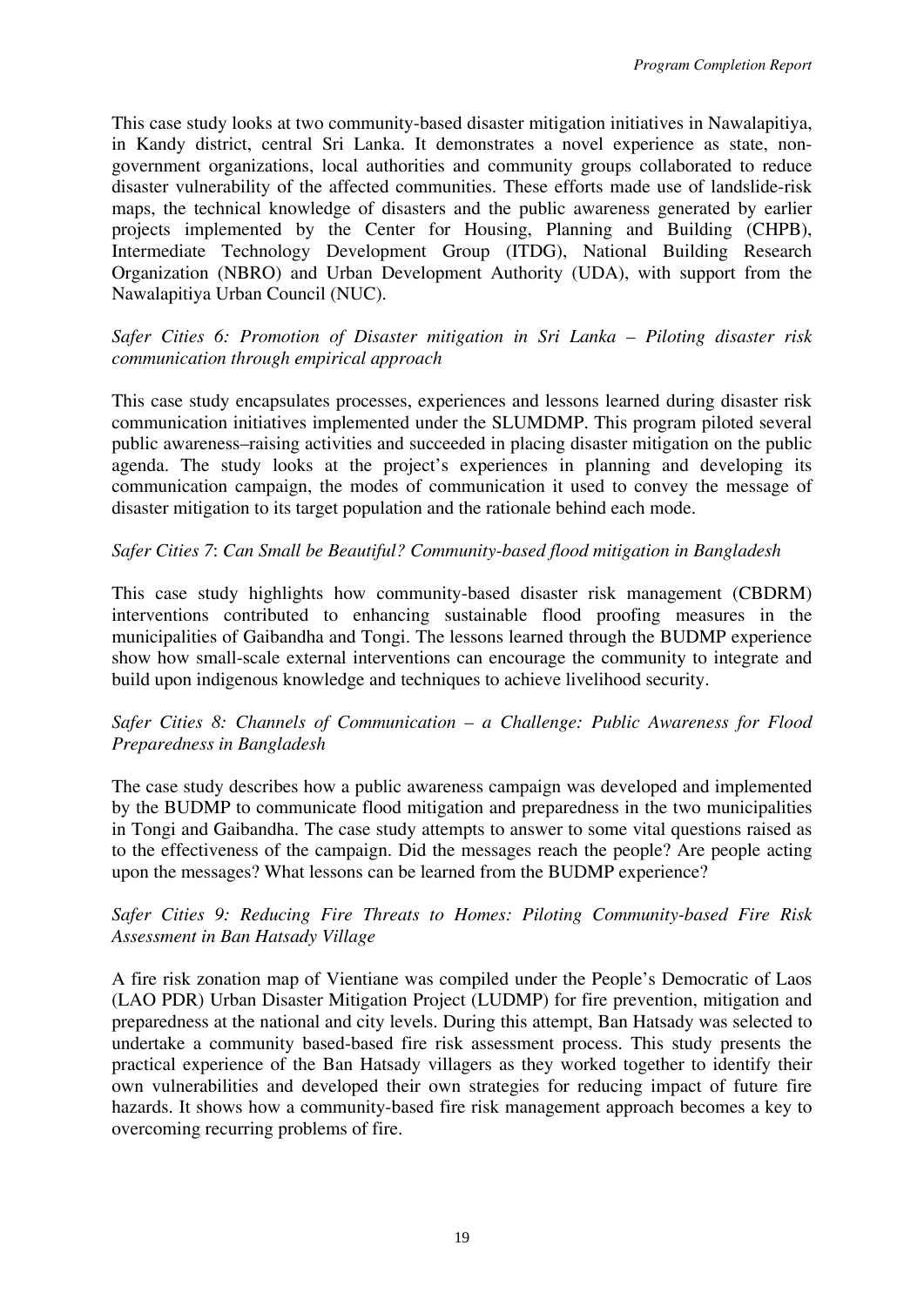This case study looks at two community-based disaster mitigation initiatives in Nawalapitiya, in Kandy district, central Sri Lanka. It demonstrates a novel experience as state, non-government organizations, local authorities and community groups collaborated to reduce disaster vulnerability of the affected communities. These efforts made use of landslide-risk maps, the technical knowledge of disasters and the public awareness generated by earlier projects implemented by the Center for Housing, Planning and Building (CHPB), Intermediate Technology Development Group (ITDG), National Building Research Organization (NBRO) and Urban Development Authority (UDA), with support from the Nawalapitiya Urban Council (NUC).

*Safer Cities 6: Promotion of Disaster mitigation in Sri Lanka – Piloting disaster risk communication through empirical approach*

This case study encapsulates processes, experiences and lessons learned during disaster risk communication initiatives implemented under the SLUMDMP. This program piloted several public awareness–raising activities and succeeded in placing disaster mitigation on the public agenda. The study looks at the project's experiences in planning and developing its communication campaign, the modes of communication it used to convey the message of disaster mitigation to its target population and the rationale behind each mode.

*Safer Cities 7*: *Can Small be Beautiful? Community-based flood mitigation in Bangladesh*

This case study highlights how community-based disaster risk management (CBDRM) interventions contributed to enhancing sustainable flood proofing measures in the municipalities of Gaibandha and Tongi. The lessons learned through the BUDMP experience show how small-scale external interventions can encourage the community to integrate and build upon indigenous knowledge and techniques to achieve livelihood security.

*Safer Cities 8: Channels of Communication – a Challenge: Public Awareness for Flood Preparedness in Bangladesh*

The case study describes how a public awareness campaign was developed and implemented by the BUDMP to communicate flood mitigation and preparedness in the two municipalities in Tongi and Gaibandha. The case study attempts to answer to some vital questions raised as to the effectiveness of the campaign. Did the messages reach the people? Are people acting upon the messages? What lessons can be learned from the BUDMP experience?

*Safer Cities 9: Reducing Fire Threats to Homes: Piloting Community-based Fire Risk Assessment in Ban Hatsady Village*

A fire risk zonation map of Vientiane was compiled under the People's Democratic of Laos (LAO PDR) Urban Disaster Mitigation Project (LUDMP) for fire prevention, mitigation and preparedness at the national and city levels. During this attempt, Ban Hatsady was selected to undertake a community based-based fire risk assessment process. This study presents the practical experience of the Ban Hatsady villagers as they worked together to identify their own vulnerabilities and developed their own strategies for reducing impact of future fire hazards. It shows how a community-based fire risk management approach becomes a key to overcoming recurring problems of fire.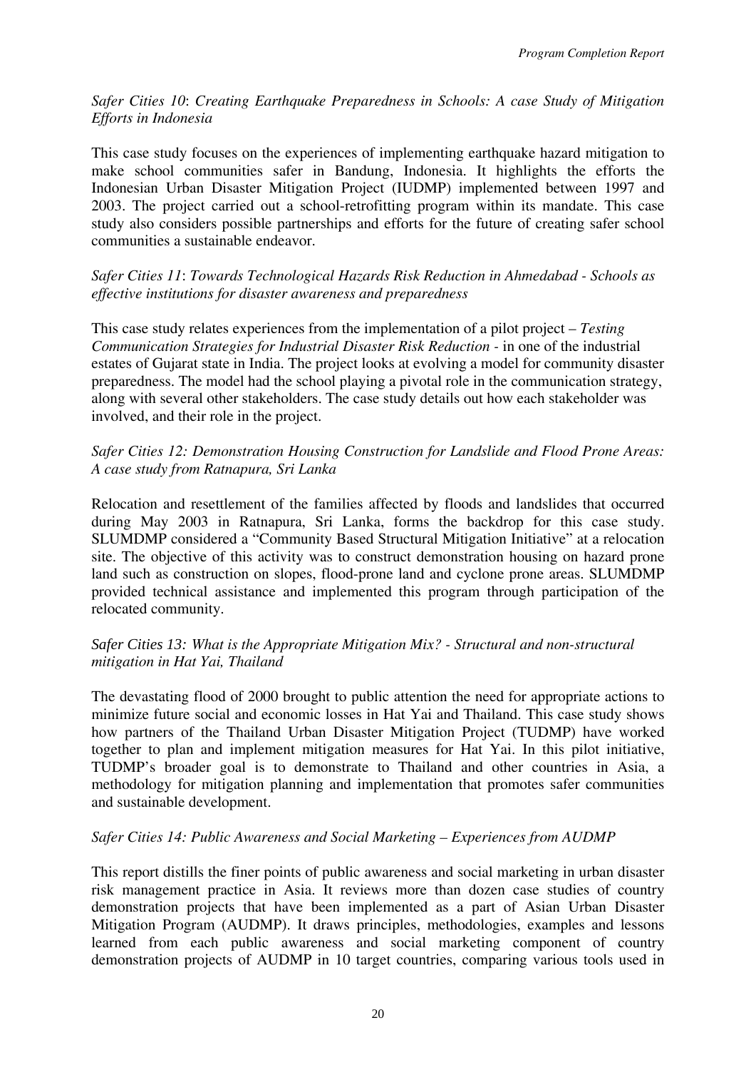*Safer Cities 10*: *Creating Earthquake Preparedness in Schools: A case Study of Mitigation Efforts in Indonesia*

This case study focuses on the experiences of implementing earthquake hazard mitigation to make school communities safer in Bandung, Indonesia. It highlights the efforts the Indonesian Urban Disaster Mitigation Project (IUDMP) implemented between 1997 and 2003. The project carried out a school-retrofitting program within its mandate. This case study also considers possible partnerships and efforts for the future of creating safer school communities a sustainable endeavor.

*Safer Cities 11*: *Towards Technological Hazards Risk Reduction in Ahmedabad - Schools as effective institutions for disaster awareness and preparedness*

This case study relates experiences from the implementation of a pilot project – *Testing Communication Strategies for Industrial Disaster Risk Reduction* - in one of the industrial estates of Gujarat state in India. The project looks at evolving a model for community disaster preparedness. The model had the school playing a pivotal role in the communication strategy, along with several other stakeholders. The case study details out how each stakeholder was involved, and their role in the project.

*Safer Cities 12: Demonstration Housing Construction for Landslide and Flood Prone Areas: A case study from Ratnapura, Sri Lanka*

Relocation and resettlement of the families affected by floods and landslides that occurred during May 2003 in Ratnapura, Sri Lanka, forms the backdrop for this case study. SLUMDMP considered a "Community Based Structural Mitigation Initiative" at a relocation site. The objective of this activity was to construct demonstration housing on hazard prone land such as construction on slopes, flood-prone land and cyclone prone areas. SLUMDMP provided technical assistance and implemented this program through participation of the relocated community.

*Safer Cities 13: What is the Appropriate Mitigation Mix? - Structural and non-structural mitigation in Hat Yai, Thailand*

The devastating flood of 2000 brought to public attention the need for appropriate actions to minimize future social and economic losses in Hat Yai and Thailand. This case study shows how partners of the Thailand Urban Disaster Mitigation Project (TUDMP) have worked together to plan and implement mitigation measures for Hat Yai. In this pilot initiative, TUDMP's broader goal is to demonstrate to Thailand and other countries in Asia, a methodology for mitigation planning and implementation that promotes safer communities and sustainable development.

*Safer Cities 14: Public Awareness and Social Marketing – Experiences from AUDMP*

This report distills the finer points of public awareness and social marketing in urban disaster risk management practice in Asia. It reviews more than dozen case studies of country demonstration projects that have been implemented as a part of Asian Urban Disaster Mitigation Program (AUDMP). It draws principles, methodologies, examples and lessons learned from each public awareness and social marketing component of country demonstration projects of AUDMP in 10 target countries, comparing various tools used in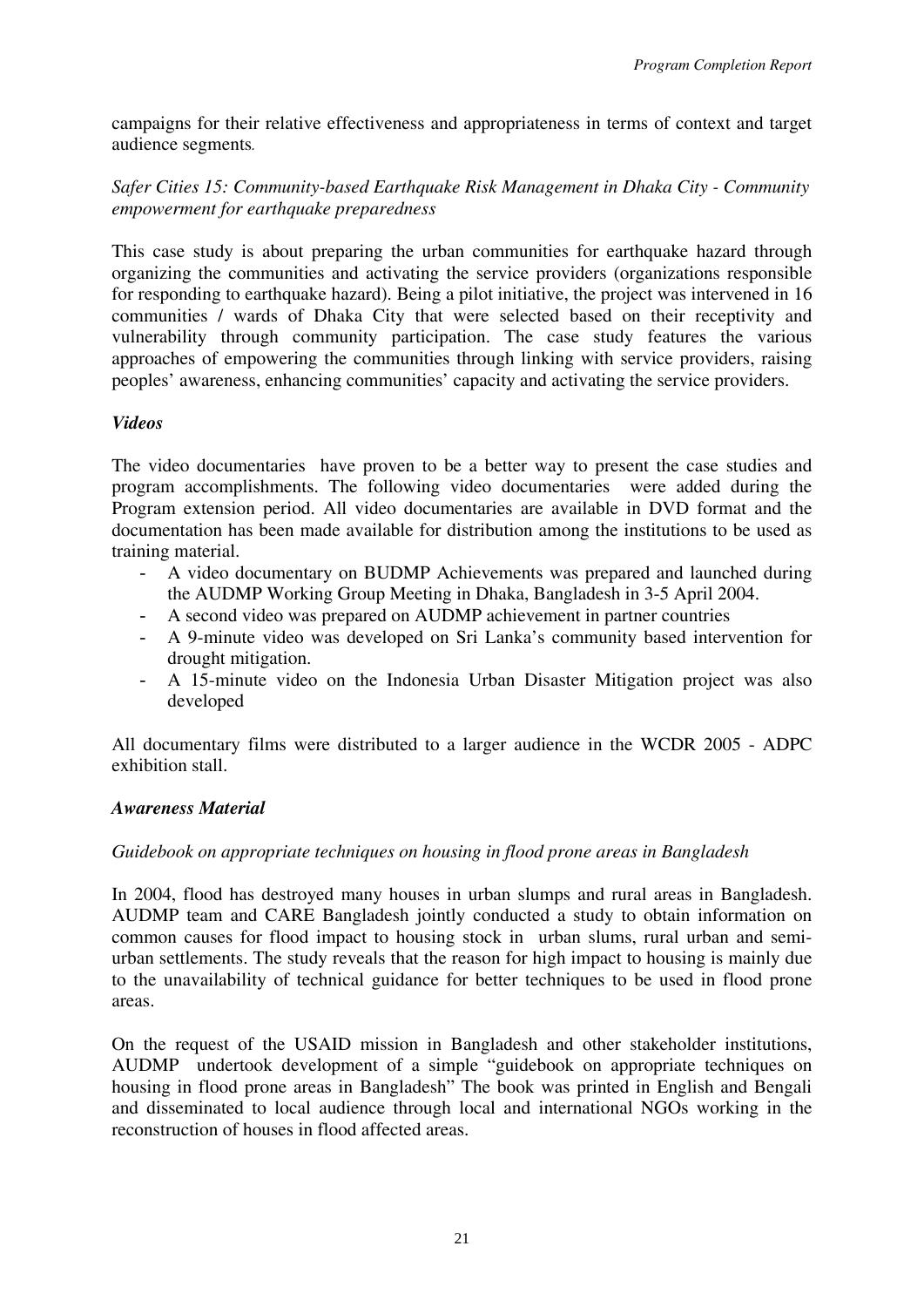campaigns for their relative effectiveness and appropriateness in terms of context and target audience segments.

*Safer Cities 15: Community-based Earthquake Risk Management in Dhaka City - Community empowerment for earthquake preparedness*

This case study is about preparing the urban communities for earthquake hazard through organizing the communities and activating the service providers (organizations responsible for responding to earthquake hazard). Being a pilot initiative, the project was intervened in 16 communities / wards of Dhaka City that were selected based on their receptivity and vulnerability through community participation. The case study features the various approaches of empowering the communities through linking with service providers, raising peoples' awareness, enhancing communities' capacity and activating the service providers.

***Videos***

The video documentaries have proven to be a better way to present the case studies and program accomplishments. The following video documentaries were added during the Program extension period. All video documentaries are available in DVD format and the documentation has been made available for distribution among the institutions to be used as training material.

- A video documentary on BUDMP Achievements was prepared and launched during the AUDMP Working Group Meeting in Dhaka, Bangladesh in 3-5 April 2004.
- A second video was prepared on AUDMP achievement in partner countries
- A 9-minute video was developed on Sri Lanka's community based intervention for drought mitigation.
- A 15-minute video on the Indonesia Urban Disaster Mitigation project was also developed

All documentary films were distributed to a larger audience in the WCDR 2005 - ADPC exhibition stall.

***Awareness Material***

*Guidebook on appropriate techniques on housing in flood prone areas in Bangladesh*

In 2004, flood has destroyed many houses in urban slumps and rural areas in Bangladesh. AUDMP team and CARE Bangladesh jointly conducted a study to obtain information on common causes for flood impact to housing stock in urban slums, rural urban and semi-urban settlements. The study reveals that the reason for high impact to housing is mainly due to the unavailability of technical guidance for better techniques to be used in flood prone areas.

On the request of the USAID mission in Bangladesh and other stakeholder institutions, AUDMP undertook development of a simple "guidebook on appropriate techniques on housing in flood prone areas in Bangladesh" The book was printed in English and Bengali and disseminated to local audience through local and international NGOs working in the reconstruction of houses in flood affected areas.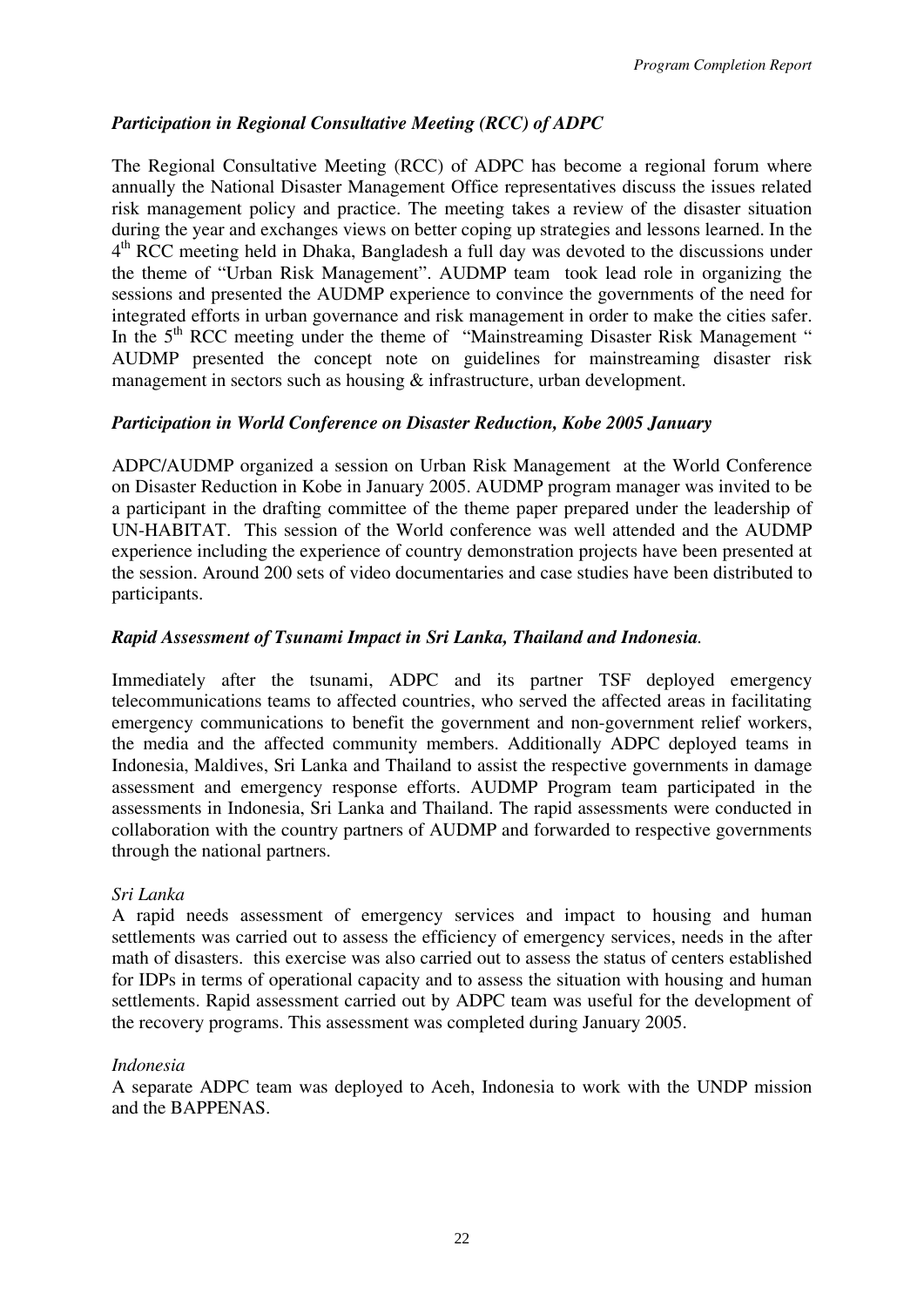### *Participation in Regional Consultative Meeting (RCC) of ADPC*

The Regional Consultative Meeting (RCC) of ADPC has become a regional forum where annually the National Disaster Management Office representatives discuss the issues related risk management policy and practice. The meeting takes a review of the disaster situation during the year and exchanges views on better coping up strategies and lessons learned. In the 4th RCC meeting held in Dhaka, Bangladesh a full day was devoted to the discussions under the theme of "Urban Risk Management". AUDMP team took lead role in organizing the sessions and presented the AUDMP experience to convince the governments of the need for integrated efforts in urban governance and risk management in order to make the cities safer. In the 5th RCC meeting under the theme of "Mainstreaming Disaster Risk Management " AUDMP presented the concept note on guidelines for mainstreaming disaster risk management in sectors such as housing & infrastructure, urban development.

### *Participation in World Conference on Disaster Reduction, Kobe 2005 January*

ADPC/AUDMP organized a session on Urban Risk Management at the World Conference on Disaster Reduction in Kobe in January 2005. AUDMP program manager was invited to be a participant in the drafting committee of the theme paper prepared under the leadership of UN-HABITAT. This session of the World conference was well attended and the AUDMP experience including the experience of country demonstration projects have been presented at the session. Around 200 sets of video documentaries and case studies have been distributed to participants.

### *Rapid Assessment of Tsunami Impact in Sri Lanka, Thailand and Indonesia.*

Immediately after the tsunami, ADPC and its partner TSF deployed emergency telecommunications teams to affected countries, who served the affected areas in facilitating emergency communications to benefit the government and non-government relief workers, the media and the affected community members. Additionally ADPC deployed teams in Indonesia, Maldives, Sri Lanka and Thailand to assist the respective governments in damage assessment and emergency response efforts. AUDMP Program team participated in the assessments in Indonesia, Sri Lanka and Thailand. The rapid assessments were conducted in collaboration with the country partners of AUDMP and forwarded to respective governments through the national partners.

*Sri Lanka*

A rapid needs assessment of emergency services and impact to housing and human settlements was carried out to assess the efficiency of emergency services, needs in the after math of disasters. this exercise was also carried out to assess the status of centers established for IDPs in terms of operational capacity and to assess the situation with housing and human settlements. Rapid assessment carried out by ADPC team was useful for the development of the recovery programs. This assessment was completed during January 2005.

*Indonesia*

A separate ADPC team was deployed to Aceh, Indonesia to work with the UNDP mission and the BAPPENAS.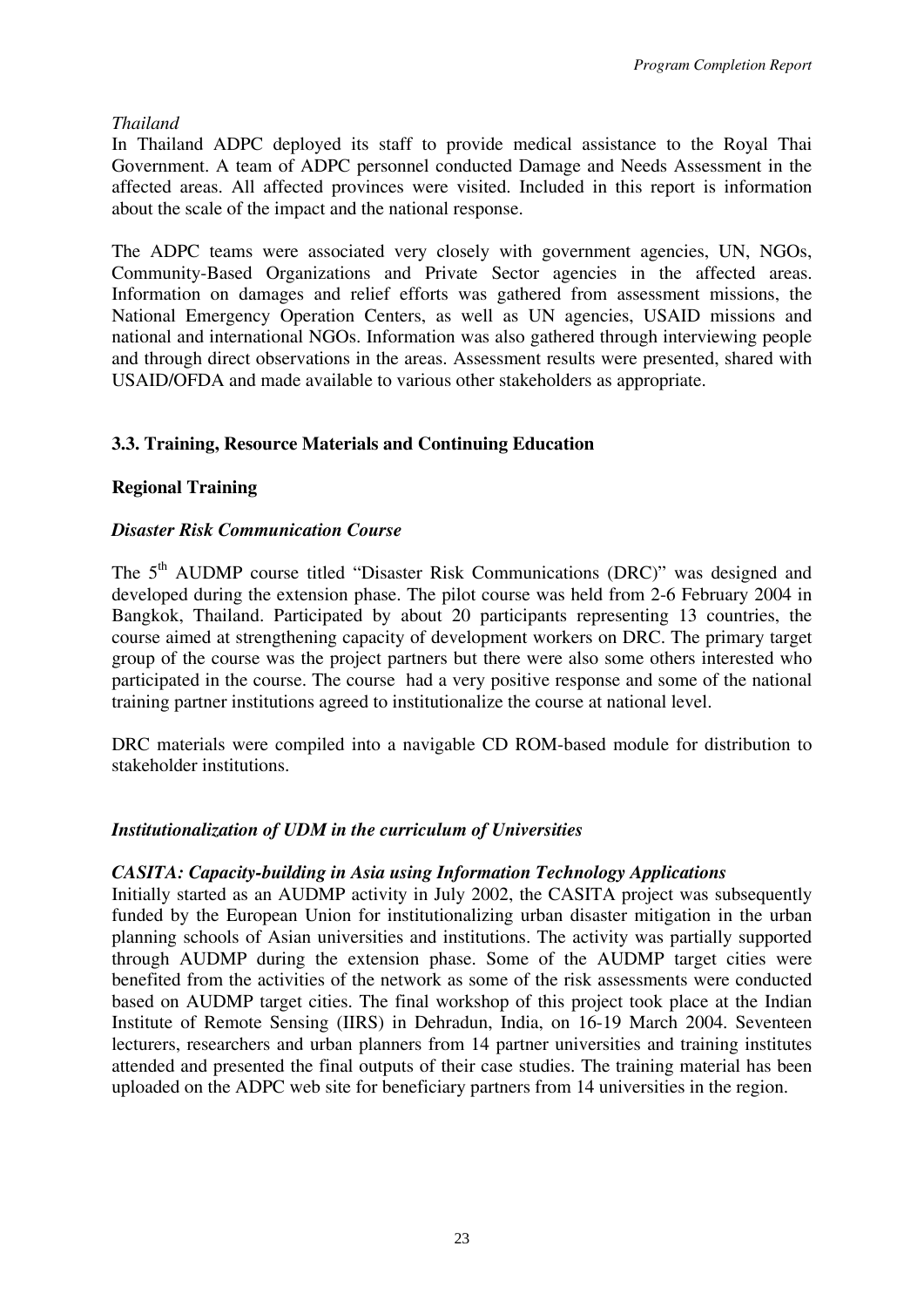*Thailand*

In Thailand ADPC deployed its staff to provide medical assistance to the Royal Thai Government. A team of ADPC personnel conducted Damage and Needs Assessment in the affected areas. All affected provinces were visited. Included in this report is information about the scale of the impact and the national response.

The ADPC teams were associated very closely with government agencies, UN, NGOs, Community-Based Organizations and Private Sector agencies in the affected areas. Information on damages and relief efforts was gathered from assessment missions, the National Emergency Operation Centers, as well as UN agencies, USAID missions and national and international NGOs. Information was also gathered through interviewing people and through direct observations in the areas. Assessment results were presented, shared with USAID/OFDA and made available to various other stakeholders as appropriate.

### 3.3. Training, Resource Materials and Continuing Education

**Regional Training**

***Disaster Risk Communication Course***

The 5th AUDMP course titled "Disaster Risk Communications (DRC)" was designed and developed during the extension phase. The pilot course was held from 2-6 February 2004 in Bangkok, Thailand. Participated by about 20 participants representing 13 countries, the course aimed at strengthening capacity of development workers on DRC. The primary target group of the course was the project partners but there were also some others interested who participated in the course. The course had a very positive response and some of the national training partner institutions agreed to institutionalize the course at national level.

DRC materials were compiled into a navigable CD ROM-based module for distribution to stakeholder institutions.

***Institutionalization of UDM in the curriculum of Universities***

***CASITA: Capacity-building in Asia using Information Technology Applications***

Initially started as an AUDMP activity in July 2002, the CASITA project was subsequently funded by the European Union for institutionalizing urban disaster mitigation in the urban planning schools of Asian universities and institutions. The activity was partially supported through AUDMP during the extension phase. Some of the AUDMP target cities were benefited from the activities of the network as some of the risk assessments were conducted based on AUDMP target cities. The final workshop of this project took place at the Indian Institute of Remote Sensing (IIRS) in Dehradun, India, on 16-19 March 2004. Seventeen lecturers, researchers and urban planners from 14 partner universities and training institutes attended and presented the final outputs of their case studies. The training material has been uploaded on the ADPC web site for beneficiary partners from 14 universities in the region.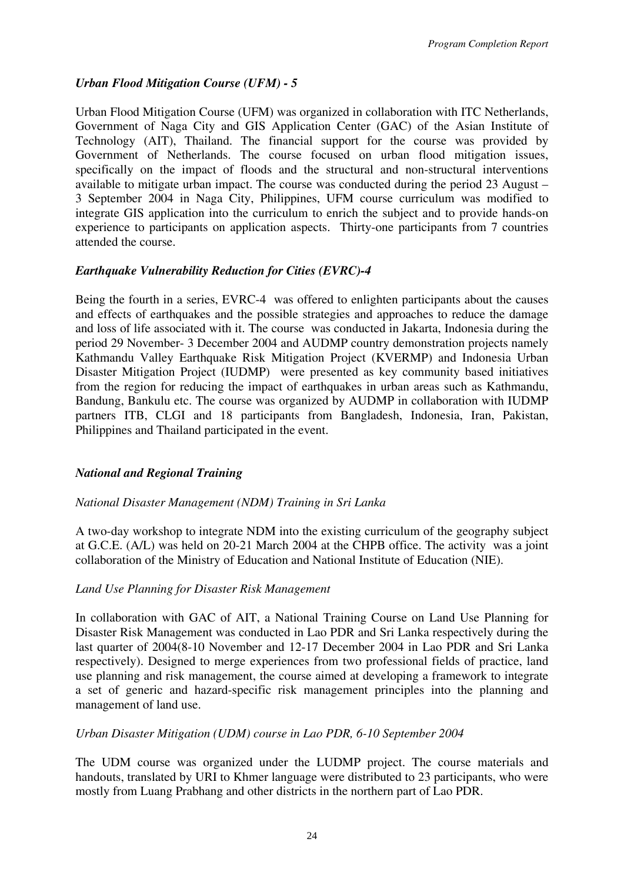### *Urban Flood Mitigation Course (UFM) - 5*

Urban Flood Mitigation Course (UFM) was organized in collaboration with ITC Netherlands, Government of Naga City and GIS Application Center (GAC) of the Asian Institute of Technology (AIT), Thailand. The financial support for the course was provided by Government of Netherlands. The course focused on urban flood mitigation issues, specifically on the impact of floods and the structural and non-structural interventions available to mitigate urban impact. The course was conducted during the period 23 August – 3 September 2004 in Naga City, Philippines, UFM course curriculum was modified to integrate GIS application into the curriculum to enrich the subject and to provide hands-on experience to participants on application aspects. Thirty-one participants from 7 countries attended the course.

### *Earthquake Vulnerability Reduction for Cities (EVRC)-4*

Being the fourth in a series, EVRC-4 was offered to enlighten participants about the causes and effects of earthquakes and the possible strategies and approaches to reduce the damage and loss of life associated with it. The course was conducted in Jakarta, Indonesia during the period 29 November- 3 December 2004 and AUDMP country demonstration projects namely Kathmandu Valley Earthquake Risk Mitigation Project (KVERMP) and Indonesia Urban Disaster Mitigation Project (IUDMP) were presented as key community based initiatives from the region for reducing the impact of earthquakes in urban areas such as Kathmandu, Bandung, Bankulu etc. The course was organized by AUDMP in collaboration with IUDMP partners ITB, CLGI and 18 participants from Bangladesh, Indonesia, Iran, Pakistan, Philippines and Thailand participated in the event.

### *National and Regional Training*

#### *National Disaster Management (NDM) Training in Sri Lanka*

A two-day workshop to integrate NDM into the existing curriculum of the geography subject at G.C.E. (A/L) was held on 20-21 March 2004 at the CHPB office. The activity was a joint collaboration of the Ministry of Education and National Institute of Education (NIE).

#### *Land Use Planning for Disaster Risk Management*

In collaboration with GAC of AIT, a National Training Course on Land Use Planning for Disaster Risk Management was conducted in Lao PDR and Sri Lanka respectively during the last quarter of 2004(8-10 November and 12-17 December 2004 in Lao PDR and Sri Lanka respectively). Designed to merge experiences from two professional fields of practice, land use planning and risk management, the course aimed at developing a framework to integrate a set of generic and hazard-specific risk management principles into the planning and management of land use.

#### *Urban Disaster Mitigation (UDM) course in Lao PDR, 6-10 September 2004*

The UDM course was organized under the LUDMP project. The course materials and handouts, translated by URI to Khmer language were distributed to 23 participants, who were mostly from Luang Prabhang and other districts in the northern part of Lao PDR.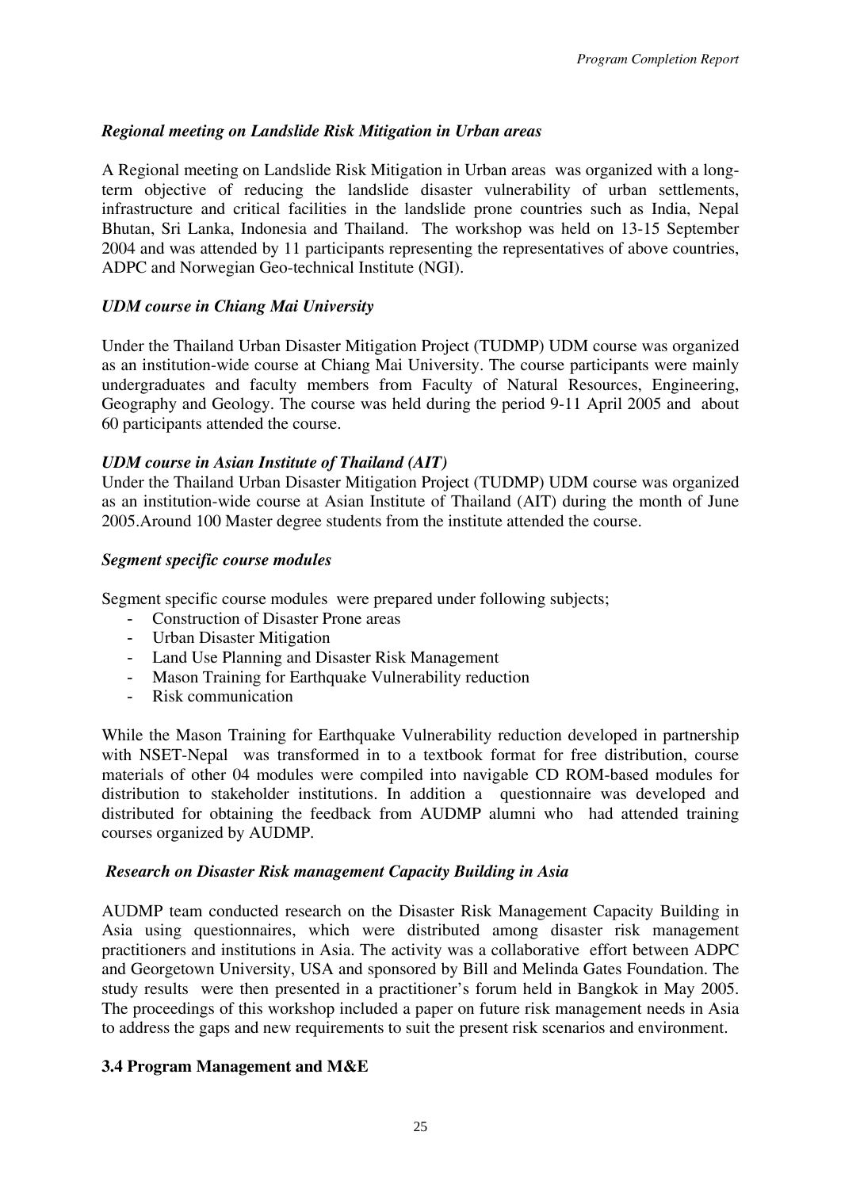### *Regional meeting on Landslide Risk Mitigation in Urban areas*

A Regional meeting on Landslide Risk Mitigation in Urban areas was organized with a long-term objective of reducing the landslide disaster vulnerability of urban settlements, infrastructure and critical facilities in the landslide prone countries such as India, Nepal Bhutan, Sri Lanka, Indonesia and Thailand. The workshop was held on 13-15 September 2004 and was attended by 11 participants representing the representatives of above countries, ADPC and Norwegian Geo-technical Institute (NGI).

### *UDM course in Chiang Mai University*

Under the Thailand Urban Disaster Mitigation Project (TUDMP) UDM course was organized as an institution-wide course at Chiang Mai University. The course participants were mainly undergraduates and faculty members from Faculty of Natural Resources, Engineering, Geography and Geology. The course was held during the period 9-11 April 2005 and about 60 participants attended the course.

### *UDM course in Asian Institute of Thailand (AIT)*

Under the Thailand Urban Disaster Mitigation Project (TUDMP) UDM course was organized as an institution-wide course at Asian Institute of Thailand (AIT) during the month of June 2005.Around 100 Master degree students from the institute attended the course.

### *Segment specific course modules*

Segment specific course modules were prepared under following subjects;

- Construction of Disaster Prone areas
- Urban Disaster Mitigation
- Land Use Planning and Disaster Risk Management
- Mason Training for Earthquake Vulnerability reduction
- Risk communication

While the Mason Training for Earthquake Vulnerability reduction developed in partnership with NSET-Nepal was transformed in to a textbook format for free distribution, course materials of other 04 modules were compiled into navigable CD ROM-based modules for distribution to stakeholder institutions. In addition a questionnaire was developed and distributed for obtaining the feedback from AUDMP alumni who had attended training courses organized by AUDMP.

### *Research on Disaster Risk management Capacity Building in Asia*

AUDMP team conducted research on the Disaster Risk Management Capacity Building in Asia using questionnaires, which were distributed among disaster risk management practitioners and institutions in Asia. The activity was a collaborative effort between ADPC and Georgetown University, USA and sponsored by Bill and Melinda Gates Foundation. The study results were then presented in a practitioner's forum held in Bangkok in May 2005. The proceedings of this workshop included a paper on future risk management needs in Asia to address the gaps and new requirements to suit the present risk scenarios and environment.

## 3.4 Program Management and M&E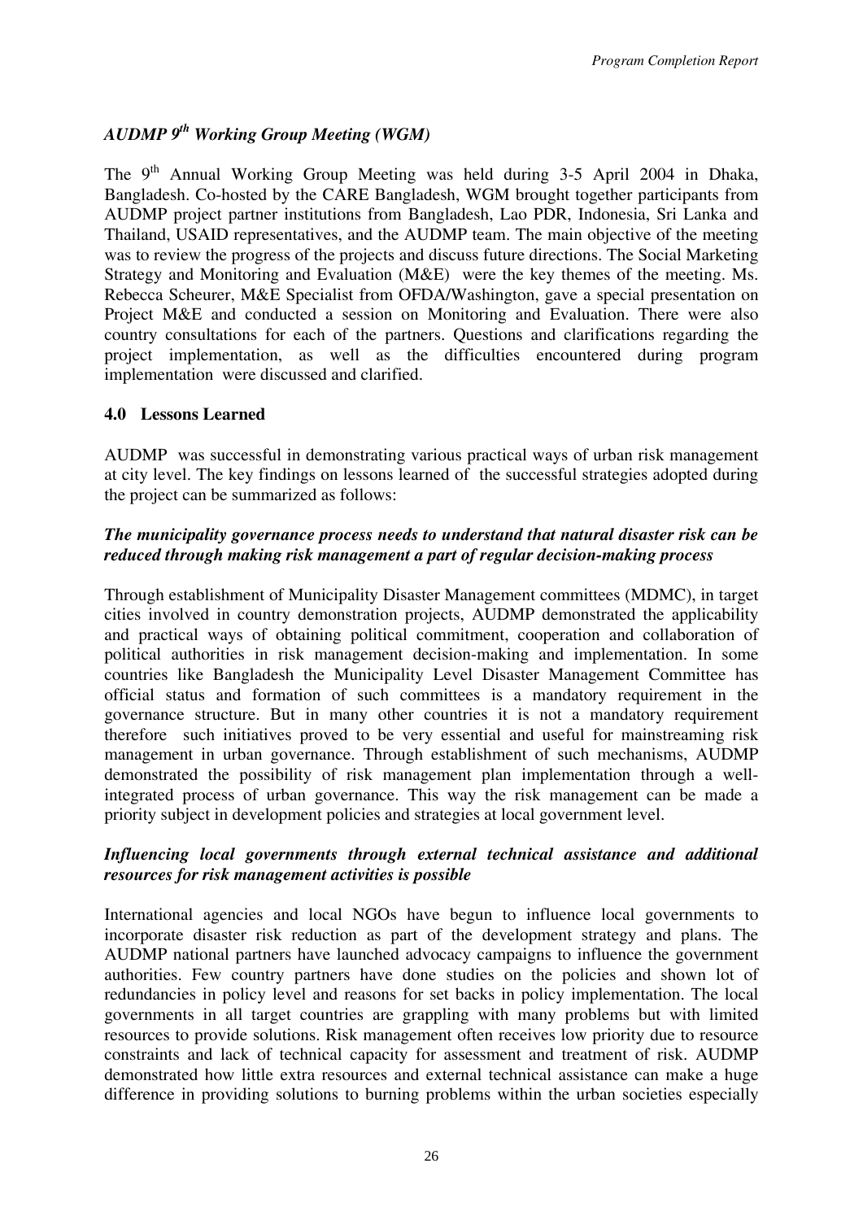### *AUDMP 9th Working Group Meeting (WGM)*

The 9th Annual Working Group Meeting was held during 3-5 April 2004 in Dhaka, Bangladesh. Co-hosted by the CARE Bangladesh, WGM brought together participants from AUDMP project partner institutions from Bangladesh, Lao PDR, Indonesia, Sri Lanka and Thailand, USAID representatives, and the AUDMP team. The main objective of the meeting was to review the progress of the projects and discuss future directions. The Social Marketing Strategy and Monitoring and Evaluation (M&E) were the key themes of the meeting. Ms. Rebecca Scheurer, M&E Specialist from OFDA/Washington, gave a special presentation on Project M&E and conducted a session on Monitoring and Evaluation. There were also country consultations for each of the partners. Questions and clarifications regarding the project implementation, as well as the difficulties encountered during program implementation were discussed and clarified.

## 4.0 Lessons Learned

AUDMP was successful in demonstrating various practical ways of urban risk management at city level. The key findings on lessons learned of the successful strategies adopted during the project can be summarized as follows:

### *The municipality governance process needs to understand that natural disaster risk can be reduced through making risk management a part of regular decision-making process*

Through establishment of Municipality Disaster Management committees (MDMC), in target cities involved in country demonstration projects, AUDMP demonstrated the applicability and practical ways of obtaining political commitment, cooperation and collaboration of political authorities in risk management decision-making and implementation. In some countries like Bangladesh the Municipality Level Disaster Management Committee has official status and formation of such committees is a mandatory requirement in the governance structure. But in many other countries it is not a mandatory requirement therefore such initiatives proved to be very essential and useful for mainstreaming risk management in urban governance. Through establishment of such mechanisms, AUDMP demonstrated the possibility of risk management plan implementation through a well-integrated process of urban governance. This way the risk management can be made a priority subject in development policies and strategies at local government level.

### *Influencing local governments through external technical assistance and additional resources for risk management activities is possible*

International agencies and local NGOs have begun to influence local governments to incorporate disaster risk reduction as part of the development strategy and plans. The AUDMP national partners have launched advocacy campaigns to influence the government authorities. Few country partners have done studies on the policies and shown lot of redundancies in policy level and reasons for set backs in policy implementation. The local governments in all target countries are grappling with many problems but with limited resources to provide solutions. Risk management often receives low priority due to resource constraints and lack of technical capacity for assessment and treatment of risk. AUDMP demonstrated how little extra resources and external technical assistance can make a huge difference in providing solutions to burning problems within the urban societies especially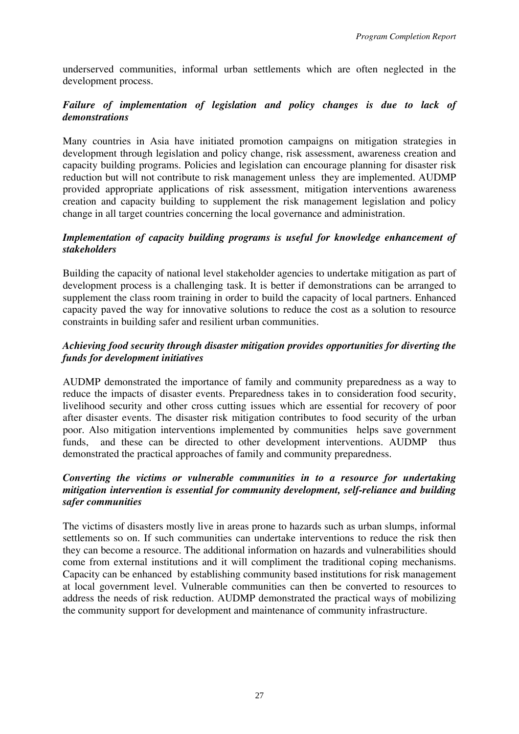underserved communities, informal urban settlements which are often neglected in the development process.

***Failure of implementation of legislation and policy changes is due to lack of demonstrations***

Many countries in Asia have initiated promotion campaigns on mitigation strategies in development through legislation and policy change, risk assessment, awareness creation and capacity building programs. Policies and legislation can encourage planning for disaster risk reduction but will not contribute to risk management unless they are implemented. AUDMP provided appropriate applications of risk assessment, mitigation interventions awareness creation and capacity building to supplement the risk management legislation and policy change in all target countries concerning the local governance and administration.

***Implementation of capacity building programs is useful for knowledge enhancement of stakeholders***

Building the capacity of national level stakeholder agencies to undertake mitigation as part of development process is a challenging task. It is better if demonstrations can be arranged to supplement the class room training in order to build the capacity of local partners. Enhanced capacity paved the way for innovative solutions to reduce the cost as a solution to resource constraints in building safer and resilient urban communities.

***Achieving food security through disaster mitigation provides opportunities for diverting the funds for development initiatives***

AUDMP demonstrated the importance of family and community preparedness as a way to reduce the impacts of disaster events. Preparedness takes in to consideration food security, livelihood security and other cross cutting issues which are essential for recovery of poor after disaster events. The disaster risk mitigation contributes to food security of the urban poor. Also mitigation interventions implemented by communities helps save government funds, and these can be directed to other development interventions. AUDMP thus demonstrated the practical approaches of family and community preparedness.

***Converting the victims or vulnerable communities in to a resource for undertaking mitigation intervention is essential for community development, self-reliance and building safer communities***

The victims of disasters mostly live in areas prone to hazards such as urban slumps, informal settlements so on. If such communities can undertake interventions to reduce the risk then they can become a resource. The additional information on hazards and vulnerabilities should come from external institutions and it will compliment the traditional coping mechanisms. Capacity can be enhanced by establishing community based institutions for risk management at local government level. Vulnerable communities can then be converted to resources to address the needs of risk reduction. AUDMP demonstrated the practical ways of mobilizing the community support for development and maintenance of community infrastructure.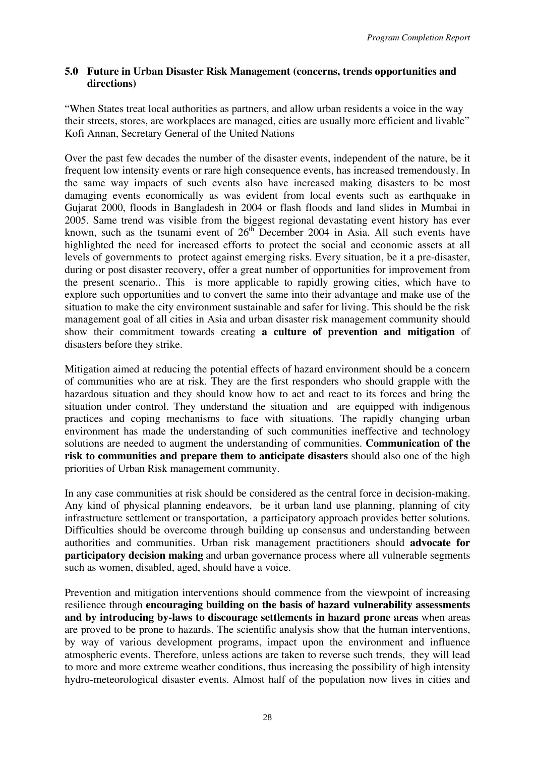## 5.0 Future in Urban Disaster Risk Management (concerns, trends opportunities and directions)

"When States treat local authorities as partners, and allow urban residents a voice in the way their streets, stores, are workplaces are managed, cities are usually more efficient and livable" Kofi Annan, Secretary General of the United Nations

Over the past few decades the number of the disaster events, independent of the nature, be it frequent low intensity events or rare high consequence events, has increased tremendously. In the same way impacts of such events also have increased making disasters to be most damaging events economically as was evident from local events such as earthquake in Gujarat 2000, floods in Bangladesh in 2004 or flash floods and land slides in Mumbai in 2005. Same trend was visible from the biggest regional devastating event history has ever known, such as the tsunami event of 26th December 2004 in Asia. All such events have highlighted the need for increased efforts to protect the social and economic assets at all levels of governments to protect against emerging risks. Every situation, be it a pre-disaster, during or post disaster recovery, offer a great number of opportunities for improvement from the present scenario.. This is more applicable to rapidly growing cities, which have to explore such opportunities and to convert the same into their advantage and make use of the situation to make the city environment sustainable and safer for living. This should be the risk management goal of all cities in Asia and urban disaster risk management community should show their commitment towards creating **a culture of prevention and mitigation** of disasters before they strike.

Mitigation aimed at reducing the potential effects of hazard environment should be a concern of communities who are at risk. They are the first responders who should grapple with the hazardous situation and they should know how to act and react to its forces and bring the situation under control. They understand the situation and are equipped with indigenous practices and coping mechanisms to face with situations. The rapidly changing urban environment has made the understanding of such communities ineffective and technology solutions are needed to augment the understanding of communities. **Communication of the risk to communities and prepare them to anticipate disasters** should also one of the high priorities of Urban Risk management community.

In any case communities at risk should be considered as the central force in decision-making. Any kind of physical planning endeavors, be it urban land use planning, planning of city infrastructure settlement or transportation, a participatory approach provides better solutions. Difficulties should be overcome through building up consensus and understanding between authorities and communities. Urban risk management practitioners should **advocate for participatory decision making** and urban governance process where all vulnerable segments such as women, disabled, aged, should have a voice.

Prevention and mitigation interventions should commence from the viewpoint of increasing resilience through **encouraging building on the basis of hazard vulnerability assessments and by introducing by-laws to discourage settlements in hazard prone areas** when areas are proved to be prone to hazards. The scientific analysis show that the human interventions, by way of various development programs, impact upon the environment and influence atmospheric events. Therefore, unless actions are taken to reverse such trends, they will lead to more and more extreme weather conditions, thus increasing the possibility of high intensity hydro-meteorological disaster events. Almost half of the population now lives in cities and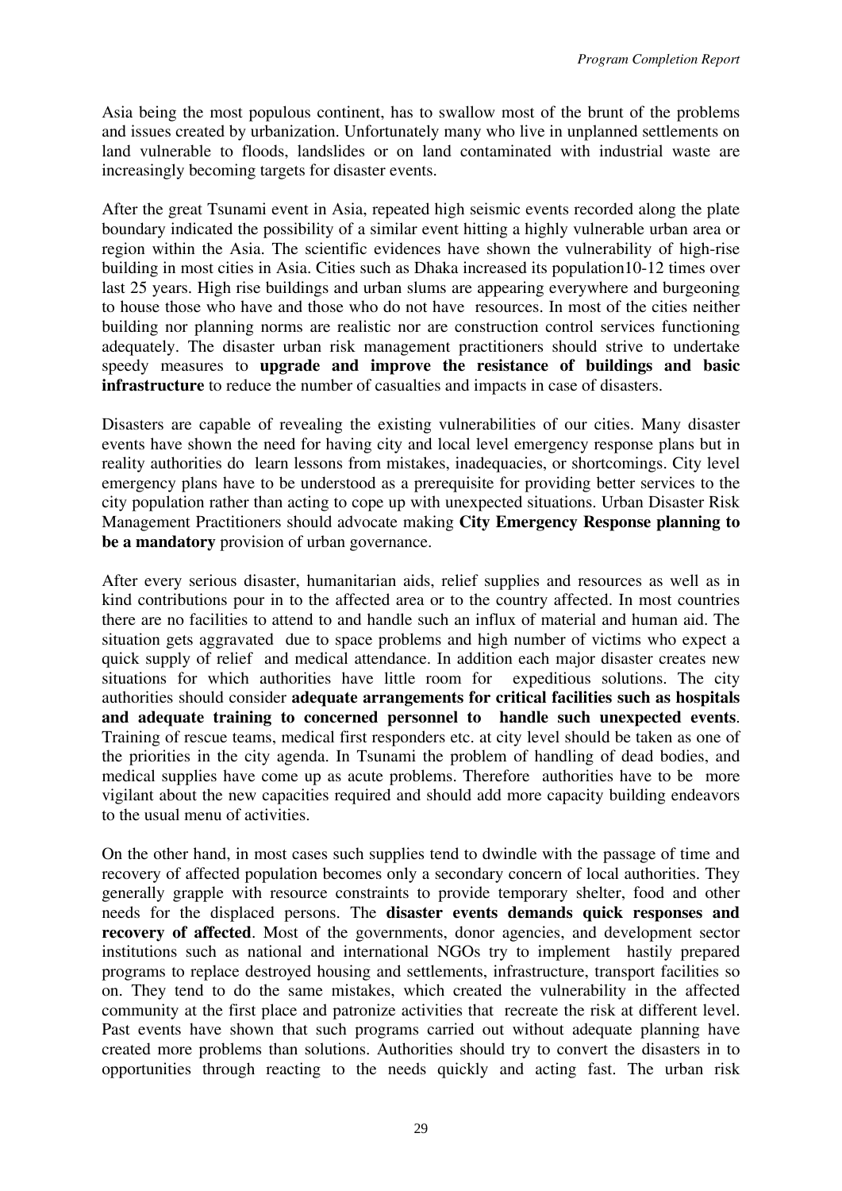Asia being the most populous continent, has to swallow most of the brunt of the problems and issues created by urbanization. Unfortunately many who live in unplanned settlements on land vulnerable to floods, landslides or on land contaminated with industrial waste are increasingly becoming targets for disaster events.

After the great Tsunami event in Asia, repeated high seismic events recorded along the plate boundary indicated the possibility of a similar event hitting a highly vulnerable urban area or region within the Asia. The scientific evidences have shown the vulnerability of high-rise building in most cities in Asia. Cities such as Dhaka increased its population10-12 times over last 25 years. High rise buildings and urban slums are appearing everywhere and burgeoning to house those who have and those who do not have resources. In most of the cities neither building nor planning norms are realistic nor are construction control services functioning adequately. The disaster urban risk management practitioners should strive to undertake speedy measures to **upgrade and improve the resistance of buildings and basic infrastructure** to reduce the number of casualties and impacts in case of disasters.

Disasters are capable of revealing the existing vulnerabilities of our cities. Many disaster events have shown the need for having city and local level emergency response plans but in reality authorities do learn lessons from mistakes, inadequacies, or shortcomings. City level emergency plans have to be understood as a prerequisite for providing better services to the city population rather than acting to cope up with unexpected situations. Urban Disaster Risk Management Practitioners should advocate making **City Emergency Response planning to be a mandatory** provision of urban governance.

After every serious disaster, humanitarian aids, relief supplies and resources as well as in kind contributions pour in to the affected area or to the country affected. In most countries there are no facilities to attend to and handle such an influx of material and human aid. The situation gets aggravated due to space problems and high number of victims who expect a quick supply of relief and medical attendance. In addition each major disaster creates new situations for which authorities have little room for expeditious solutions. The city authorities should consider **adequate arrangements for critical facilities such as hospitals and adequate training to concerned personnel to handle such unexpected events**. Training of rescue teams, medical first responders etc. at city level should be taken as one of the priorities in the city agenda. In Tsunami the problem of handling of dead bodies, and medical supplies have come up as acute problems. Therefore authorities have to be more vigilant about the new capacities required and should add more capacity building endeavors to the usual menu of activities.

On the other hand, in most cases such supplies tend to dwindle with the passage of time and recovery of affected population becomes only a secondary concern of local authorities. They generally grapple with resource constraints to provide temporary shelter, food and other needs for the displaced persons. The **disaster events demands quick responses and recovery of affected**. Most of the governments, donor agencies, and development sector institutions such as national and international NGOs try to implement hastily prepared programs to replace destroyed housing and settlements, infrastructure, transport facilities so on. They tend to do the same mistakes, which created the vulnerability in the affected community at the first place and patronize activities that recreate the risk at different level. Past events have shown that such programs carried out without adequate planning have created more problems than solutions. Authorities should try to convert the disasters in to opportunities through reacting to the needs quickly and acting fast. The urban risk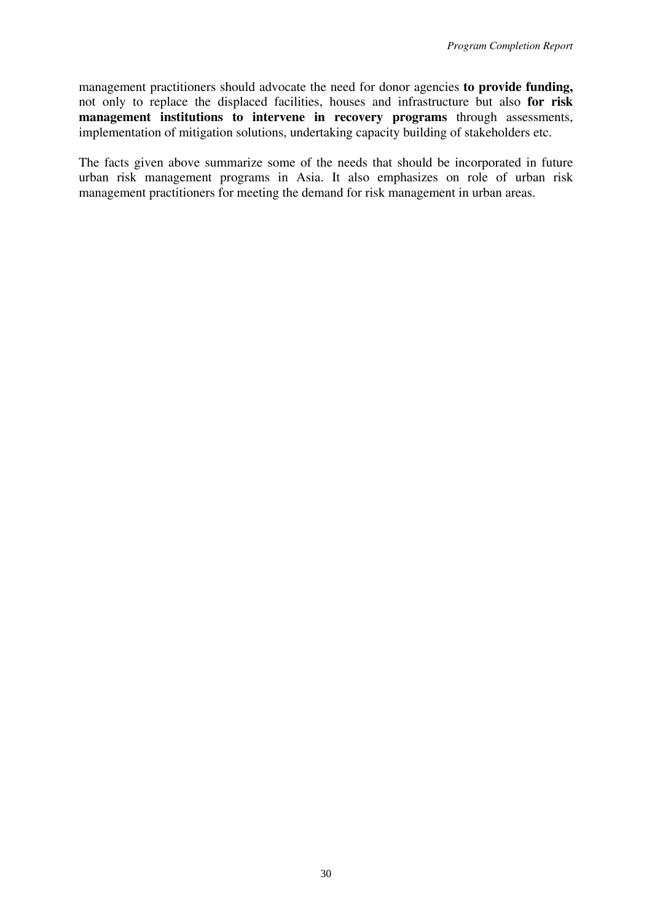management practitioners should advocate the need for donor agencies **to provide funding,** not only to replace the displaced facilities, houses and infrastructure but also **for risk management institutions to intervene in recovery programs** through assessments, implementation of mitigation solutions, undertaking capacity building of stakeholders etc.

The facts given above summarize some of the needs that should be incorporated in future urban risk management programs in Asia. It also emphasizes on role of urban risk management practitioners for meeting the demand for risk management in urban areas.